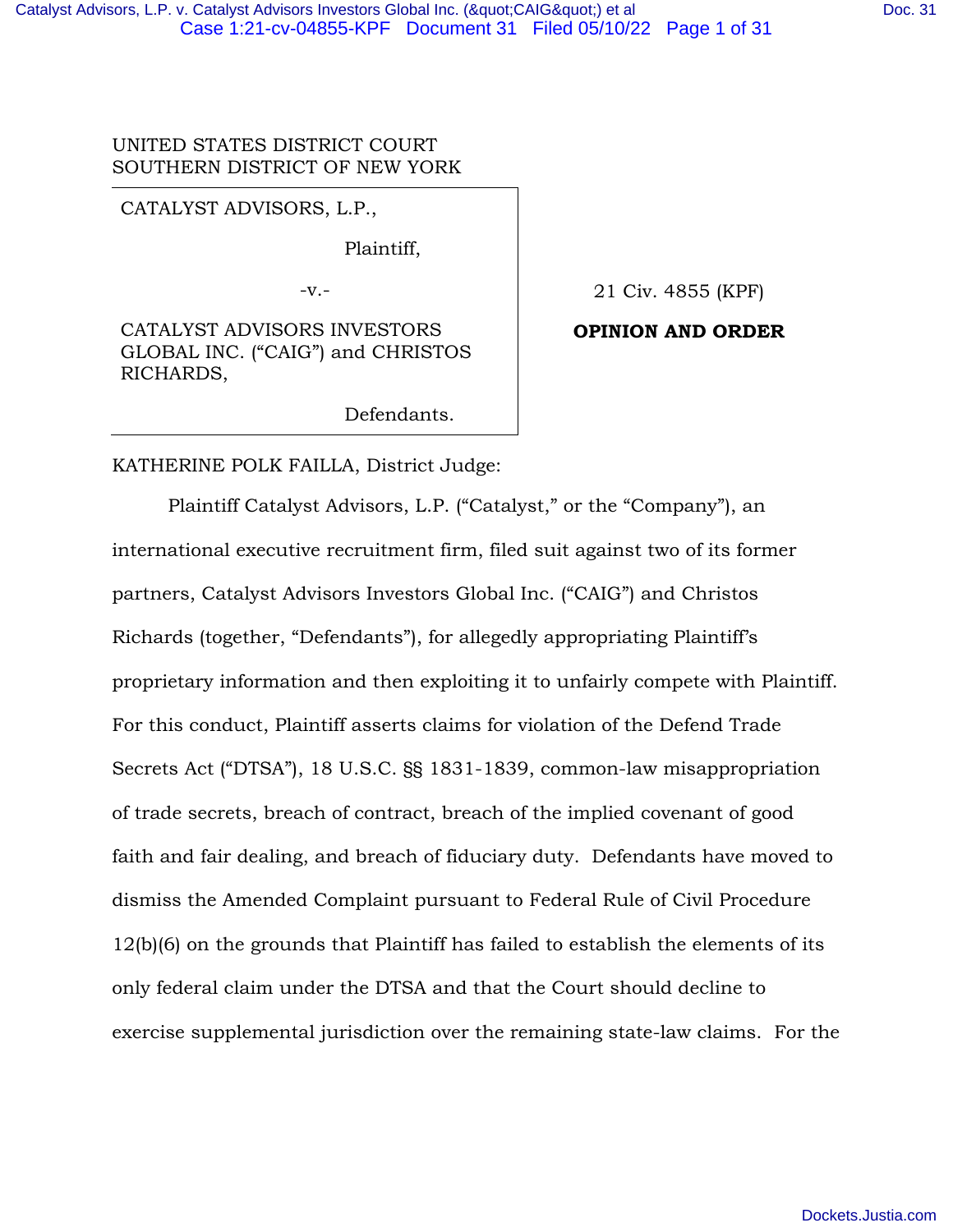UNITED STATES DISTRICT COURT
SOUTHERN DISTRICT OF NEW YORK

CATALYST ADVISORS, L.P.,

Plaintiff,

-v.-

CATALYST ADVISORS INVESTORS GLOBAL INC. ("CAIG") and CHRISTOS RICHARDS,

Defendants.

21 Civ. 4855 (KPF)

**OPINION AND ORDER**

KATHERINE POLK FAILLA, District Judge:

Plaintiff Catalyst Advisors, L.P. ("Catalyst," or the "Company"), an international executive recruitment firm, filed suit against two of its former partners, Catalyst Advisors Investors Global Inc. ("CAIG") and Christos Richards (together, "Defendants"), for allegedly appropriating Plaintiff's proprietary information and then exploiting it to unfairly compete with Plaintiff. For this conduct, Plaintiff asserts claims for violation of the Defend Trade Secrets Act ("DTSA"), 18 U.S.C. §§ 1831-1839, common-law misappropriation of trade secrets, breach of contract, breach of the implied covenant of good faith and fair dealing, and breach of fiduciary duty. Defendants have moved to dismiss the Amended Complaint pursuant to Federal Rule of Civil Procedure 12(b)(6) on the grounds that Plaintiff has failed to establish the elements of its only federal claim under the DTSA and that the Court should decline to exercise supplemental jurisdiction over the remaining state-law claims. For the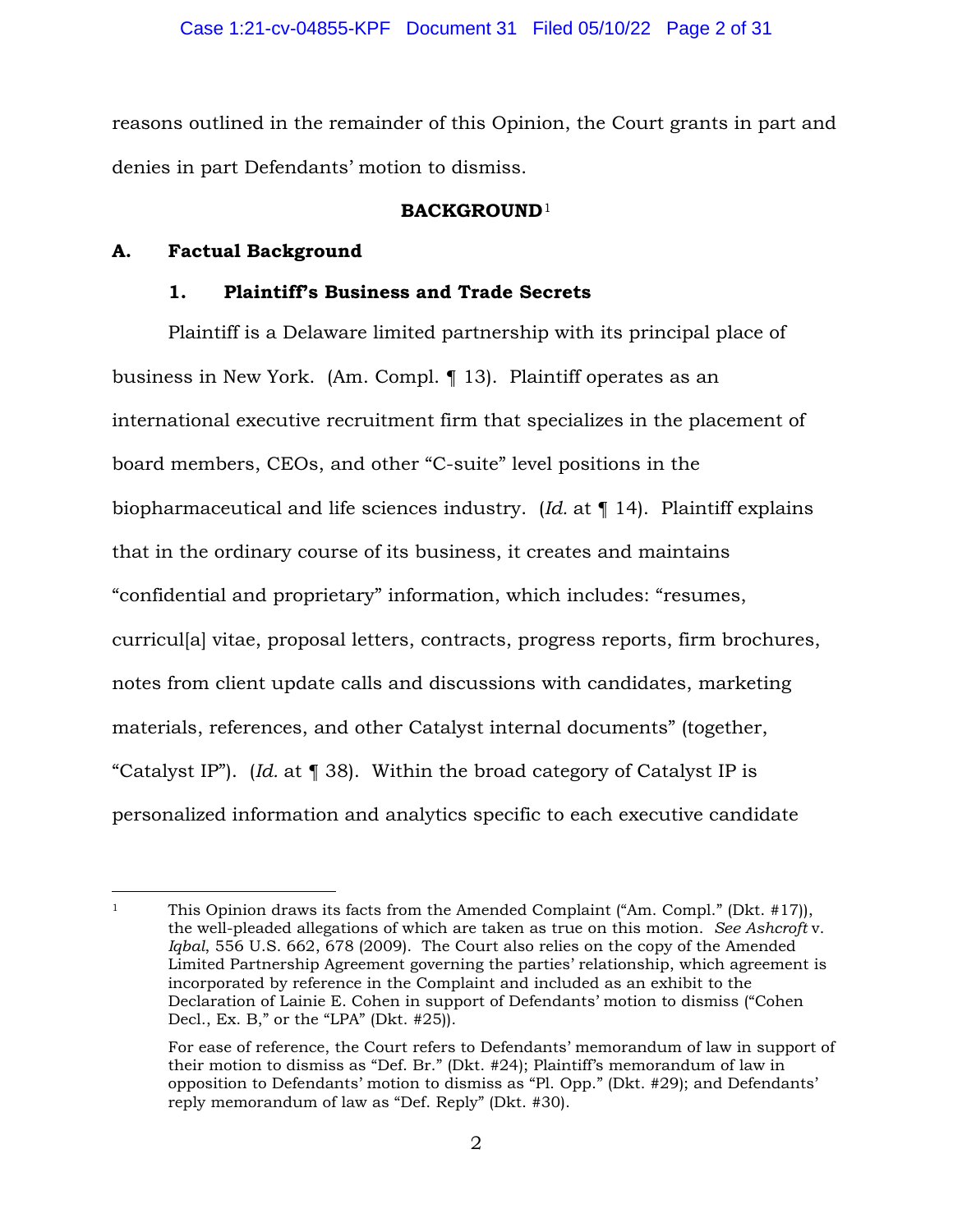reasons outlined in the remainder of this Opinion, the Court grants in part and denies in part Defendants' motion to dismiss.

## BACKGROUND[1]

### A. Factual Background

#### 1. Plaintiff's Business and Trade Secrets

Plaintiff is a Delaware limited partnership with its principal place of business in New York. (Am. Compl. ¶ 13). Plaintiff operates as an international executive recruitment firm that specializes in the placement of board members, CEOs, and other "C-suite" level positions in the biopharmaceutical and life sciences industry. (*Id.* at ¶ 14). Plaintiff explains that in the ordinary course of its business, it creates and maintains "confidential and proprietary" information, which includes: "resumes, curricul[a] vitae, proposal letters, contracts, progress reports, firm brochures, notes from client update calls and discussions with candidates, marketing materials, references, and other Catalyst internal documents" (together, "Catalyst IP"). (*Id.* at ¶ 38). Within the broad category of Catalyst IP is personalized information and analytics specific to each executive candidate

---

[1] This Opinion draws its facts from the Amended Complaint ("Am. Compl." (Dkt. #17)), the well-pleaded allegations of which are taken as true on this motion. *See Ashcroft* v. *Iqbal*, 556 U.S. 662, 678 (2009). The Court also relies on the copy of the Amended Limited Partnership Agreement governing the parties' relationship, which agreement is incorporated by reference in the Complaint and included as an exhibit to the Declaration of Lainie E. Cohen in support of Defendants' motion to dismiss ("Cohen Decl., Ex. B," or the "LPA" (Dkt. #25)).

For ease of reference, the Court refers to Defendants' memorandum of law in support of their motion to dismiss as "Def. Br." (Dkt. #24); Plaintiff's memorandum of law in opposition to Defendants' motion to dismiss as "Pl. Opp." (Dkt. #29); and Defendants' reply memorandum of law as "Def. Reply" (Dkt. #30).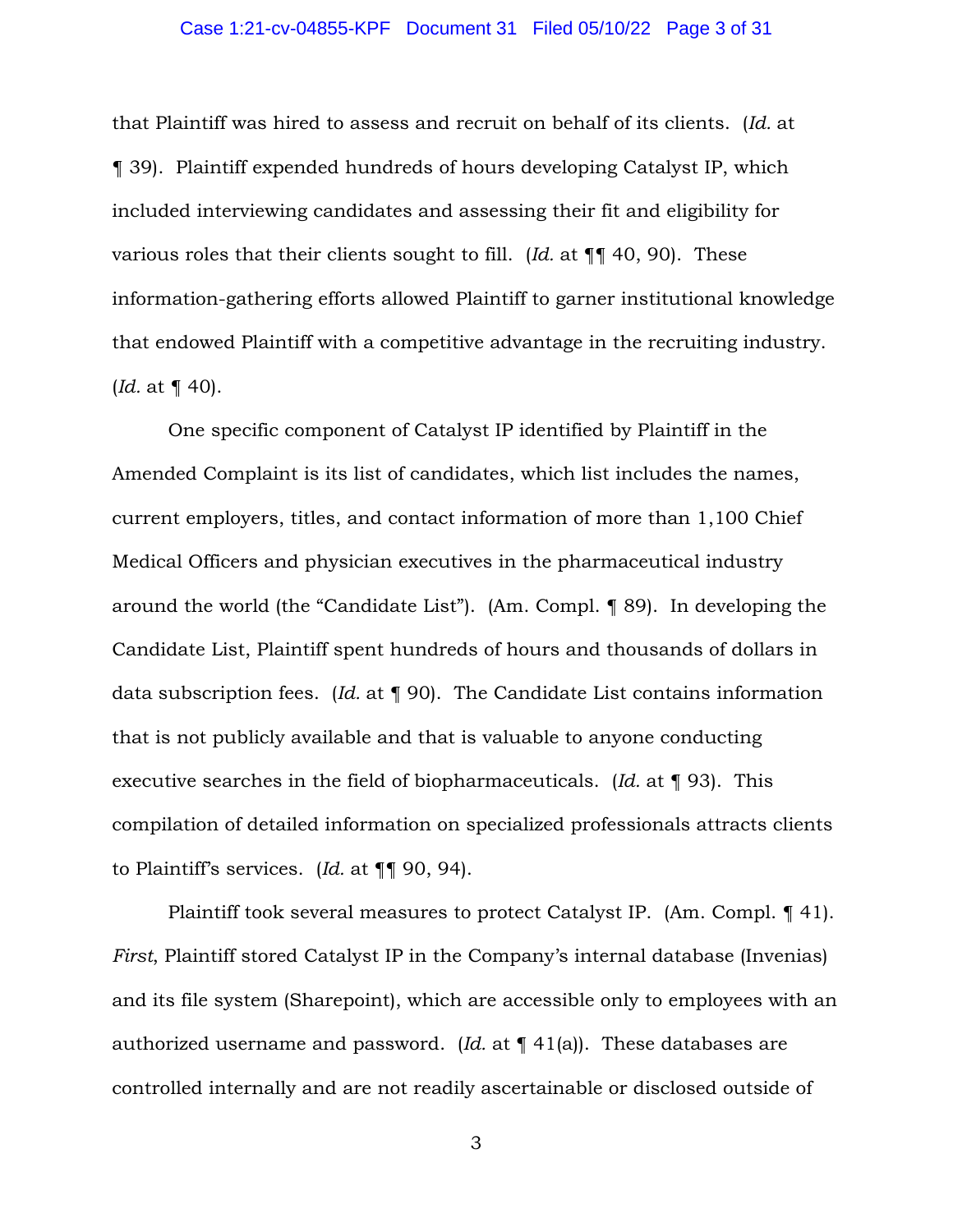that Plaintiff was hired to assess and recruit on behalf of its clients. (*Id.* at ¶ 39). Plaintiff expended hundreds of hours developing Catalyst IP, which included interviewing candidates and assessing their fit and eligibility for various roles that their clients sought to fill. (*Id.* at ¶¶ 40, 90). These information-gathering efforts allowed Plaintiff to garner institutional knowledge that endowed Plaintiff with a competitive advantage in the recruiting industry. (*Id.* at ¶ 40).

One specific component of Catalyst IP identified by Plaintiff in the Amended Complaint is its list of candidates, which list includes the names, current employers, titles, and contact information of more than 1,100 Chief Medical Officers and physician executives in the pharmaceutical industry around the world (the "Candidate List"). (Am. Compl. ¶ 89). In developing the Candidate List, Plaintiff spent hundreds of hours and thousands of dollars in data subscription fees. (*Id.* at ¶ 90). The Candidate List contains information that is not publicly available and that is valuable to anyone conducting executive searches in the field of biopharmaceuticals. (*Id.* at ¶ 93). This compilation of detailed information on specialized professionals attracts clients to Plaintiff's services. (*Id.* at ¶¶ 90, 94).

Plaintiff took several measures to protect Catalyst IP. (Am. Compl. ¶ 41). *First*, Plaintiff stored Catalyst IP in the Company's internal database (Invenias) and its file system (Sharepoint), which are accessible only to employees with an authorized username and password. (*Id.* at ¶ 41(a)). These databases are controlled internally and are not readily ascertainable or disclosed outside of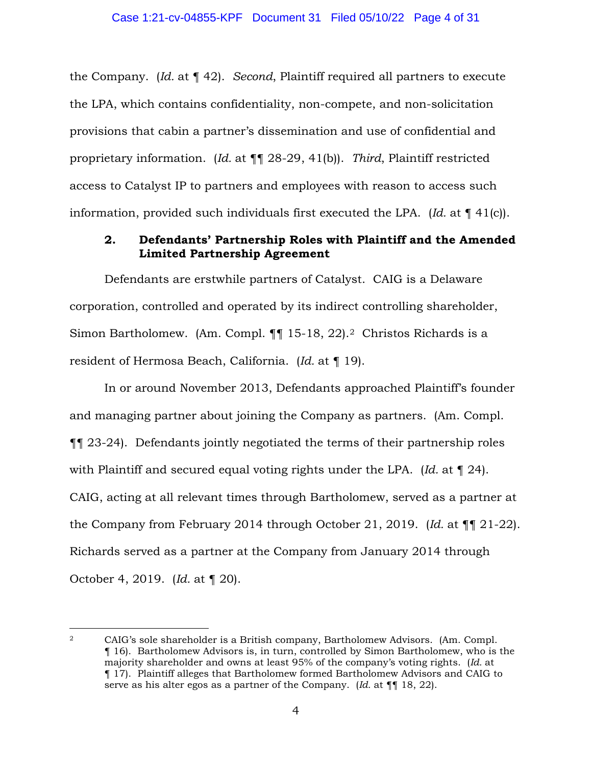the Company. (*Id.* at ¶ 42). *Second*, Plaintiff required all partners to execute the LPA, which contains confidentiality, non-compete, and non-solicitation provisions that cabin a partner's dissemination and use of confidential and proprietary information. (*Id.* at ¶¶ 28-29, 41(b)). *Third*, Plaintiff restricted access to Catalyst IP to partners and employees with reason to access such information, provided such individuals first executed the LPA. (*Id.* at ¶ 41(c)).

### 2. Defendants' Partnership Roles with Plaintiff and the Amended Limited Partnership Agreement

Defendants are erstwhile partners of Catalyst. CAIG is a Delaware corporation, controlled and operated by its indirect controlling shareholder, Simon Bartholomew. (Am. Compl. ¶¶ 15-18, 22).[2] Christos Richards is a resident of Hermosa Beach, California. (*Id.* at ¶ 19).

In or around November 2013, Defendants approached Plaintiff's founder and managing partner about joining the Company as partners. (Am. Compl. ¶¶ 23-24). Defendants jointly negotiated the terms of their partnership roles with Plaintiff and secured equal voting rights under the LPA. (*Id.* at ¶ 24). CAIG, acting at all relevant times through Bartholomew, served as a partner at the Company from February 2014 through October 21, 2019. (*Id.* at ¶¶ 21-22). Richards served as a partner at the Company from January 2014 through October 4, 2019. (*Id.* at ¶ 20).

---

[2] CAIG's sole shareholder is a British company, Bartholomew Advisors. (Am. Compl. ¶ 16). Bartholomew Advisors is, in turn, controlled by Simon Bartholomew, who is the majority shareholder and owns at least 95% of the company's voting rights. (*Id.* at ¶ 17). Plaintiff alleges that Bartholomew formed Bartholomew Advisors and CAIG to serve as his alter egos as a partner of the Company. (*Id.* at ¶¶ 18, 22).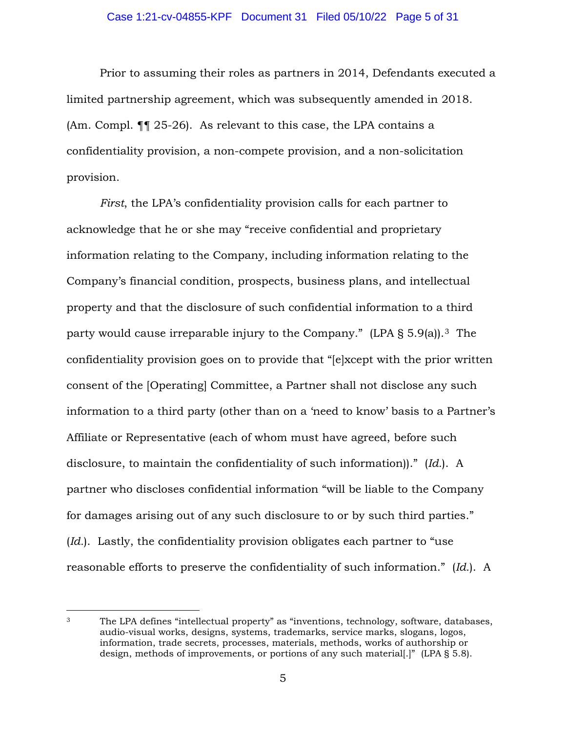Prior to assuming their roles as partners in 2014, Defendants executed a limited partnership agreement, which was subsequently amended in 2018. (Am. Compl. ¶¶ 25-26). As relevant to this case, the LPA contains a confidentiality provision, a non-compete provision, and a non-solicitation provision.

*First*, the LPA's confidentiality provision calls for each partner to acknowledge that he or she may "receive confidential and proprietary information relating to the Company, including information relating to the Company's financial condition, prospects, business plans, and intellectual property and that the disclosure of such confidential information to a third party would cause irreparable injury to the Company." (LPA § 5.9(a)).[3] The confidentiality provision goes on to provide that "[e]xcept with the prior written consent of the [Operating] Committee, a Partner shall not disclose any such information to a third party (other than on a 'need to know' basis to a Partner's Affiliate or Representative (each of whom must have agreed, before such disclosure, to maintain the confidentiality of such information))." (*Id.*). A partner who discloses confidential information "will be liable to the Company for damages arising out of any such disclosure to or by such third parties." (*Id.*). Lastly, the confidentiality provision obligates each partner to "use reasonable efforts to preserve the confidentiality of such information." (*Id.*). A

---

[3] The LPA defines "intellectual property" as "inventions, technology, software, databases, audio-visual works, designs, systems, trademarks, service marks, slogans, logos, information, trade secrets, processes, materials, methods, works of authorship or design, methods of improvements, or portions of any such material[.]" (LPA § 5.8).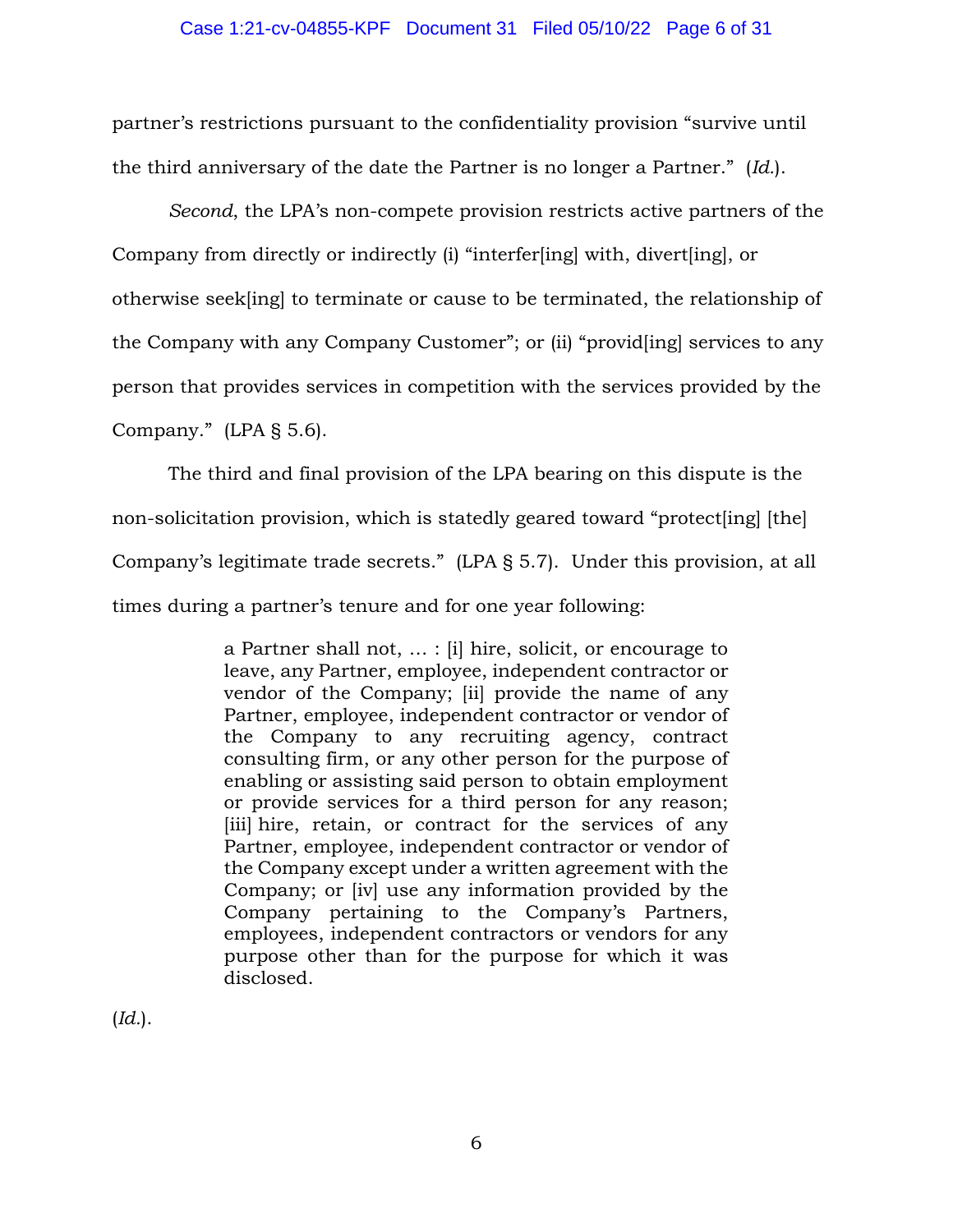partner's restrictions pursuant to the confidentiality provision "survive until the third anniversary of the date the Partner is no longer a Partner." (*Id.*).

*Second*, the LPA's non-compete provision restricts active partners of the Company from directly or indirectly (i) "interfer[ing] with, divert[ing], or otherwise seek[ing] to terminate or cause to be terminated, the relationship of the Company with any Company Customer"; or (ii) "provid[ing] services to any person that provides services in competition with the services provided by the Company." (LPA § 5.6).

The third and final provision of the LPA bearing on this dispute is the non-solicitation provision, which is statedly geared toward "protect[ing] [the] Company's legitimate trade secrets." (LPA § 5.7). Under this provision, at all times during a partner's tenure and for one year following:

> a Partner shall not, ... : [i] hire, solicit, or encourage to leave, any Partner, employee, independent contractor or vendor of the Company; [ii] provide the name of any Partner, employee, independent contractor or vendor of the Company to any recruiting agency, contract consulting firm, or any other person for the purpose of enabling or assisting said person to obtain employment or provide services for a third person for any reason; [iii] hire, retain, or contract for the services of any Partner, employee, independent contractor or vendor of the Company except under a written agreement with the Company; or [iv] use any information provided by the Company pertaining to the Company's Partners, employees, independent contractors or vendors for any purpose other than for the purpose for which it was disclosed.

(*Id.*).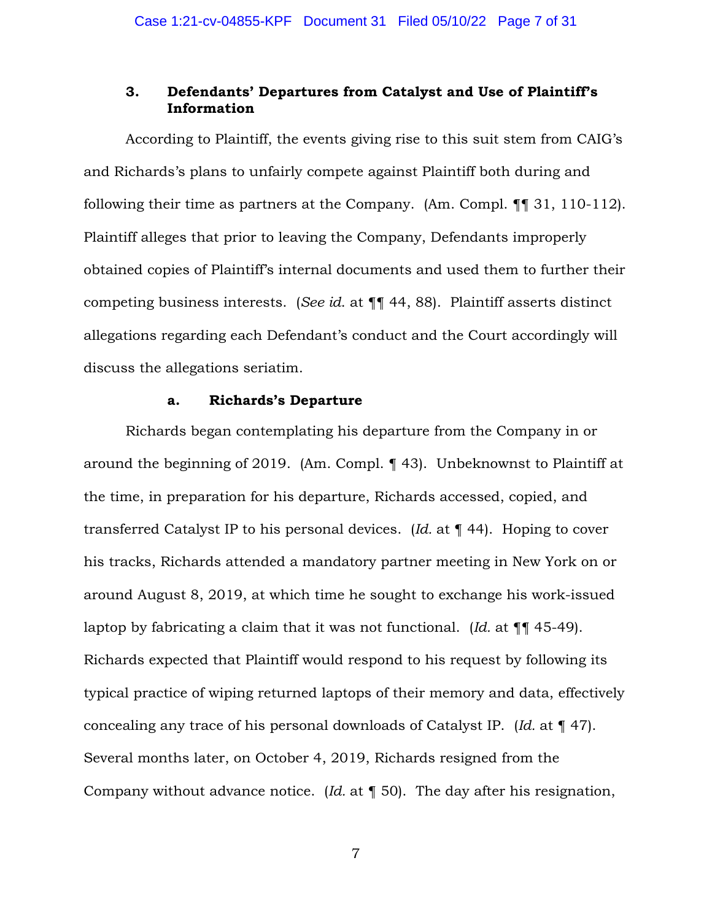### 3. Defendants' Departures from Catalyst and Use of Plaintiff's Information

According to Plaintiff, the events giving rise to this suit stem from CAIG's and Richards's plans to unfairly compete against Plaintiff both during and following their time as partners at the Company. (Am. Compl. ¶¶ 31, 110-112). Plaintiff alleges that prior to leaving the Company, Defendants improperly obtained copies of Plaintiff's internal documents and used them to further their competing business interests. (*See id.* at ¶¶ 44, 88). Plaintiff asserts distinct allegations regarding each Defendant's conduct and the Court accordingly will discuss the allegations seriatim.

#### a. Richards's Departure

Richards began contemplating his departure from the Company in or around the beginning of 2019. (Am. Compl. ¶ 43). Unbeknownst to Plaintiff at the time, in preparation for his departure, Richards accessed, copied, and transferred Catalyst IP to his personal devices. (*Id.* at ¶ 44). Hoping to cover his tracks, Richards attended a mandatory partner meeting in New York on or around August 8, 2019, at which time he sought to exchange his work-issued laptop by fabricating a claim that it was not functional. (*Id.* at ¶¶ 45-49). Richards expected that Plaintiff would respond to his request by following its typical practice of wiping returned laptops of their memory and data, effectively concealing any trace of his personal downloads of Catalyst IP. (*Id.* at ¶ 47). Several months later, on October 4, 2019, Richards resigned from the Company without advance notice. (*Id.* at ¶ 50). The day after his resignation,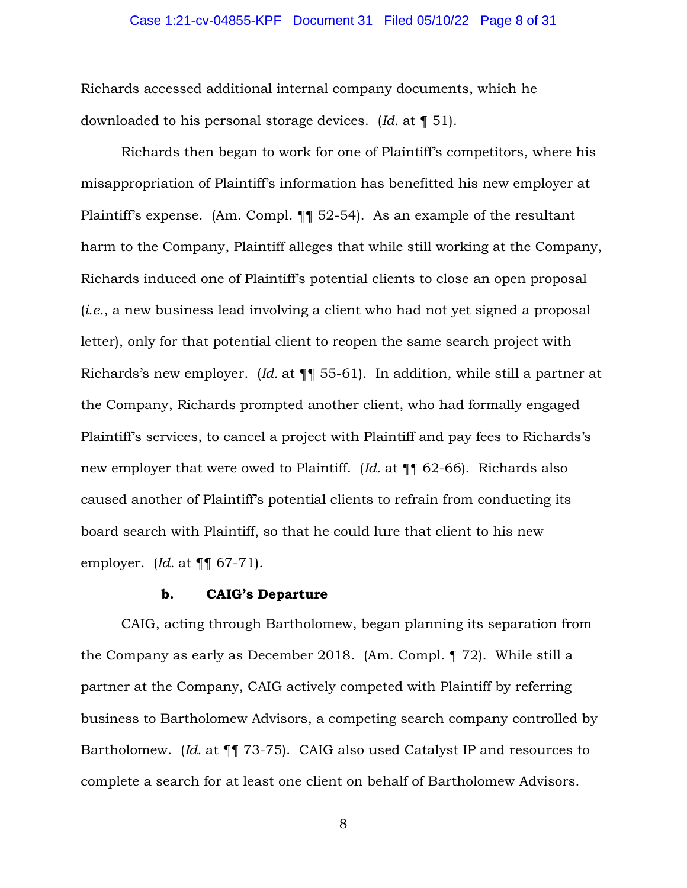Richards accessed additional internal company documents, which he downloaded to his personal storage devices. (*Id.* at ¶ 51).

Richards then began to work for one of Plaintiff's competitors, where his misappropriation of Plaintiff's information has benefitted his new employer at Plaintiff's expense. (Am. Compl. ¶¶ 52-54). As an example of the resultant harm to the Company, Plaintiff alleges that while still working at the Company, Richards induced one of Plaintiff's potential clients to close an open proposal (*i.e.*, a new business lead involving a client who had not yet signed a proposal letter), only for that potential client to reopen the same search project with Richards's new employer. (*Id.* at ¶¶ 55-61). In addition, while still a partner at the Company, Richards prompted another client, who had formally engaged Plaintiff's services, to cancel a project with Plaintiff and pay fees to Richards's new employer that were owed to Plaintiff. (*Id.* at ¶¶ 62-66). Richards also caused another of Plaintiff's potential clients to refrain from conducting its board search with Plaintiff, so that he could lure that client to his new employer. (*Id.* at ¶¶ 67-71).

#### b. CAIG's Departure

CAIG, acting through Bartholomew, began planning its separation from the Company as early as December 2018. (Am. Compl. ¶ 72). While still a partner at the Company, CAIG actively competed with Plaintiff by referring business to Bartholomew Advisors, a competing search company controlled by Bartholomew. (*Id.* at ¶¶ 73-75). CAIG also used Catalyst IP and resources to complete a search for at least one client on behalf of Bartholomew Advisors.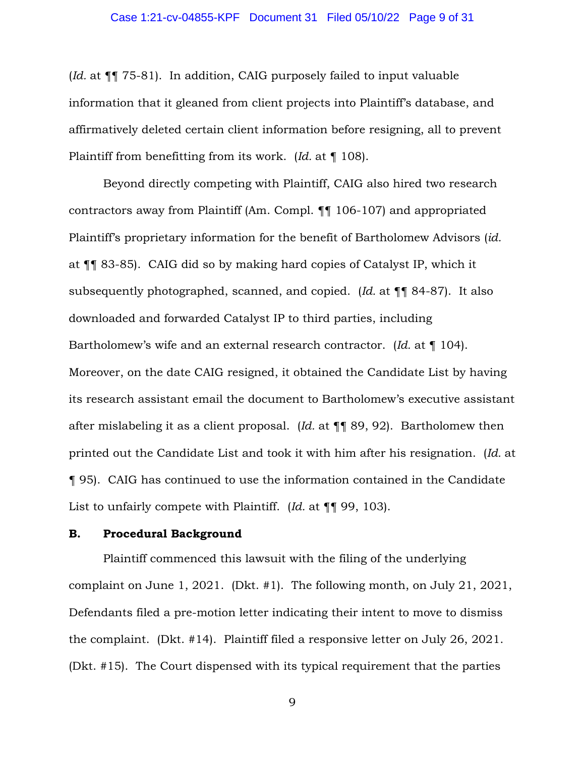(*Id.* at ¶¶ 75-81). In addition, CAIG purposely failed to input valuable information that it gleaned from client projects into Plaintiff's database, and affirmatively deleted certain client information before resigning, all to prevent Plaintiff from benefitting from its work. (*Id.* at ¶ 108).

Beyond directly competing with Plaintiff, CAIG also hired two research contractors away from Plaintiff (Am. Compl. ¶¶ 106-107) and appropriated Plaintiff's proprietary information for the benefit of Bartholomew Advisors (*id.* at ¶¶ 83-85). CAIG did so by making hard copies of Catalyst IP, which it subsequently photographed, scanned, and copied. (*Id.* at ¶¶ 84-87). It also downloaded and forwarded Catalyst IP to third parties, including Bartholomew's wife and an external research contractor. (*Id.* at ¶ 104). Moreover, on the date CAIG resigned, it obtained the Candidate List by having its research assistant email the document to Bartholomew's executive assistant after mislabeling it as a client proposal. (*Id.* at ¶¶ 89, 92). Bartholomew then printed out the Candidate List and took it with him after his resignation. (*Id.* at ¶ 95). CAIG has continued to use the information contained in the Candidate List to unfairly compete with Plaintiff. (*Id.* at ¶¶ 99, 103).

### B. Procedural Background

Plaintiff commenced this lawsuit with the filing of the underlying complaint on June 1, 2021. (Dkt. #1). The following month, on July 21, 2021, Defendants filed a pre-motion letter indicating their intent to move to dismiss the complaint. (Dkt. #14). Plaintiff filed a responsive letter on July 26, 2021. (Dkt. #15). The Court dispensed with its typical requirement that the parties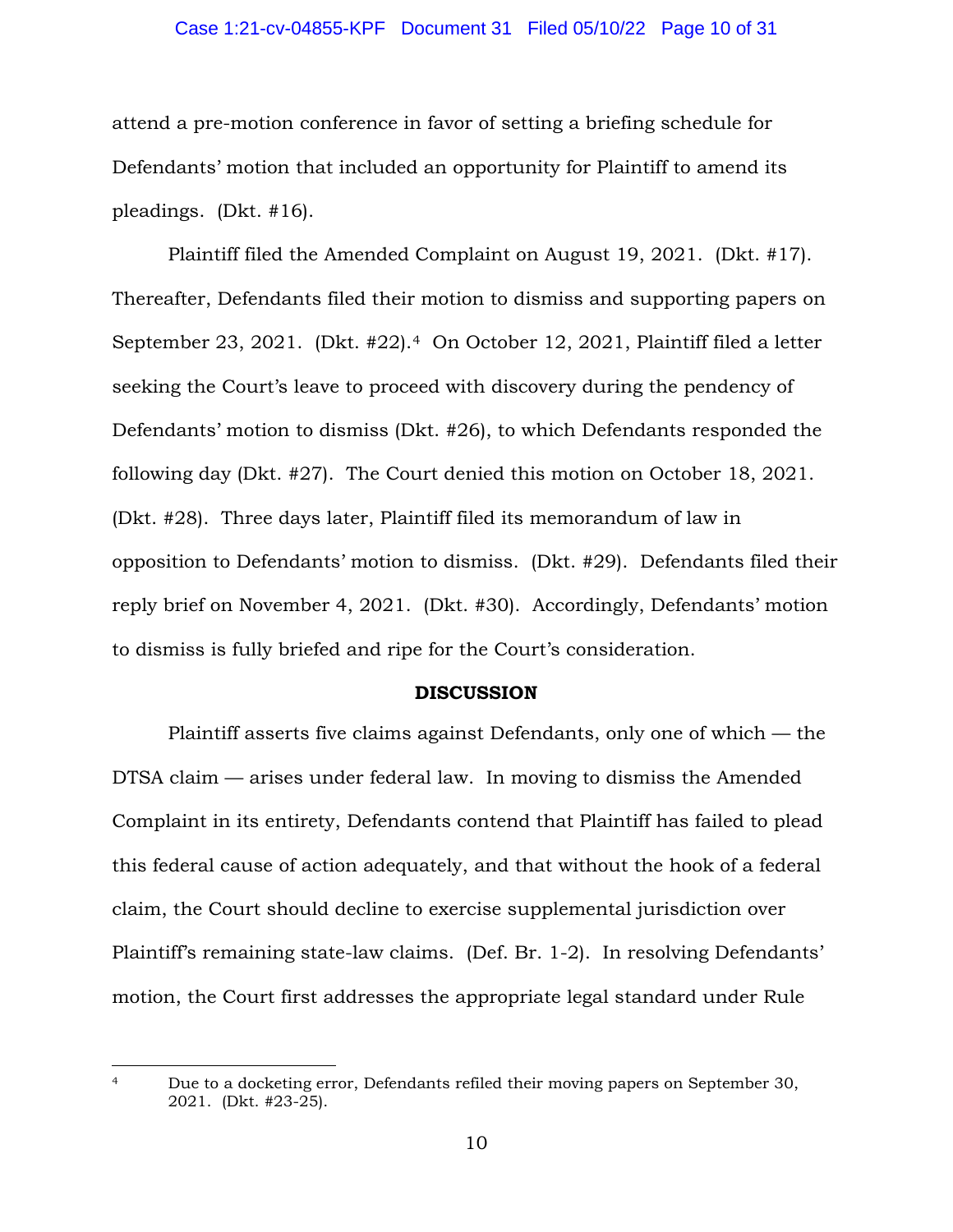attend a pre-motion conference in favor of setting a briefing schedule for Defendants' motion that included an opportunity for Plaintiff to amend its pleadings. (Dkt. #16).

Plaintiff filed the Amended Complaint on August 19, 2021. (Dkt. #17). Thereafter, Defendants filed their motion to dismiss and supporting papers on September 23, 2021. (Dkt. #22).[4] On October 12, 2021, Plaintiff filed a letter seeking the Court's leave to proceed with discovery during the pendency of Defendants' motion to dismiss (Dkt. #26), to which Defendants responded the following day (Dkt. #27). The Court denied this motion on October 18, 2021. (Dkt. #28). Three days later, Plaintiff filed its memorandum of law in opposition to Defendants' motion to dismiss. (Dkt. #29). Defendants filed their reply brief on November 4, 2021. (Dkt. #30). Accordingly, Defendants' motion to dismiss is fully briefed and ripe for the Court's consideration.

## DISCUSSION

Plaintiff asserts five claims against Defendants, only one of which — the DTSA claim — arises under federal law. In moving to dismiss the Amended Complaint in its entirety, Defendants contend that Plaintiff has failed to plead this federal cause of action adequately, and that without the hook of a federal claim, the Court should decline to exercise supplemental jurisdiction over Plaintiff's remaining state-law claims. (Def. Br. 1-2). In resolving Defendants' motion, the Court first addresses the appropriate legal standard under Rule

---

[4] Due to a docketing error, Defendants refiled their moving papers on September 30, 2021. (Dkt. #23-25).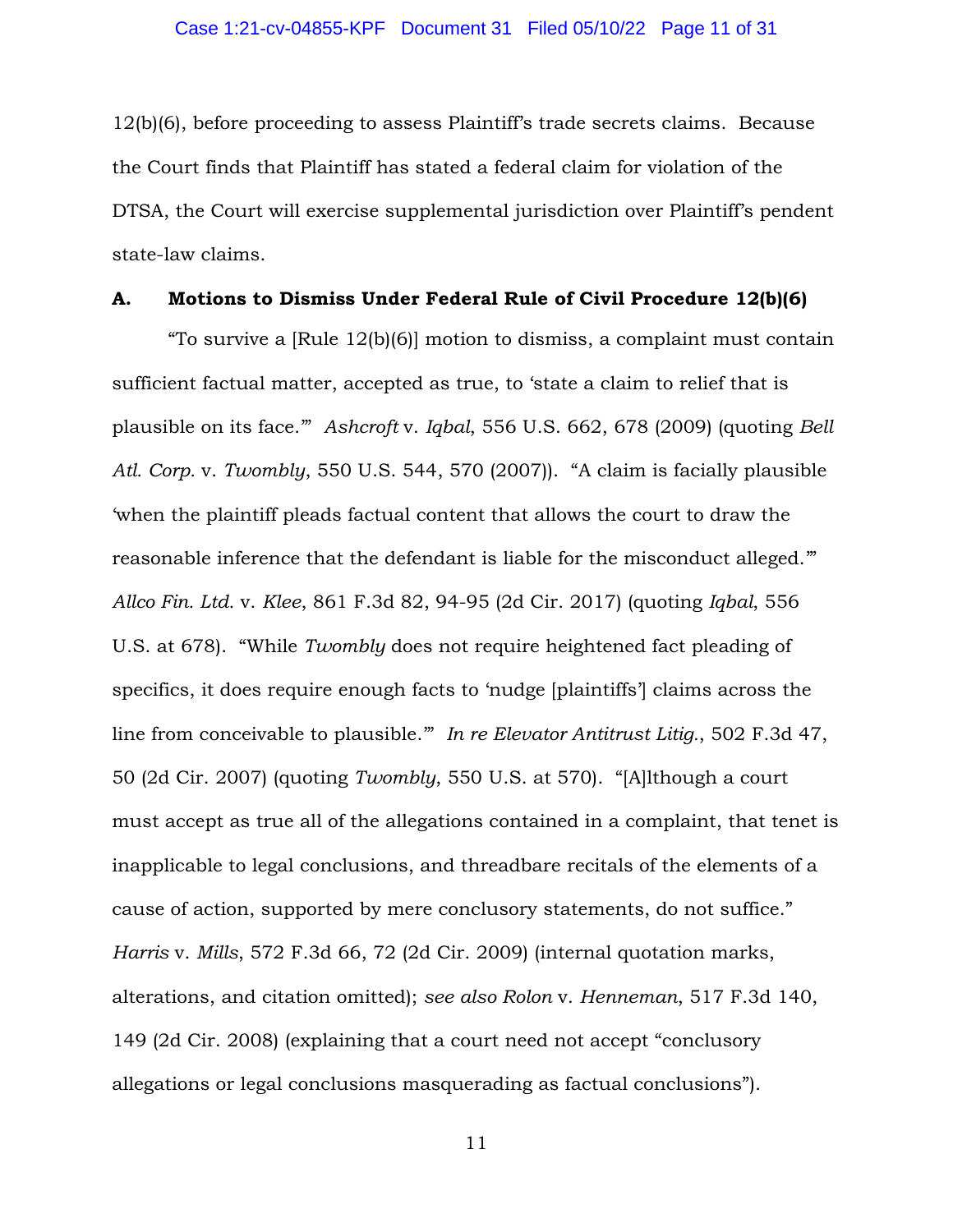12(b)(6), before proceeding to assess Plaintiff's trade secrets claims. Because the Court finds that Plaintiff has stated a federal claim for violation of the DTSA, the Court will exercise supplemental jurisdiction over Plaintiff's pendent state-law claims.

### A. Motions to Dismiss Under Federal Rule of Civil Procedure 12(b)(6)

"To survive a [Rule 12(b)(6)] motion to dismiss, a complaint must contain sufficient factual matter, accepted as true, to 'state a claim to relief that is plausible on its face.'" *Ashcroft* v. *Iqbal*, 556 U.S. 662, 678 (2009) (quoting *Bell Atl. Corp.* v. *Twombly*, 550 U.S. 544, 570 (2007)). "A claim is facially plausible 'when the plaintiff pleads factual content that allows the court to draw the reasonable inference that the defendant is liable for the misconduct alleged.'" *Allco Fin. Ltd.* v. *Klee*, 861 F.3d 82, 94-95 (2d Cir. 2017) (quoting *Iqbal*, 556 U.S. at 678). "While *Twombly* does not require heightened fact pleading of specifics, it does require enough facts to 'nudge [plaintiffs'] claims across the line from conceivable to plausible.'" *In re Elevator Antitrust Litig.*, 502 F.3d 47, 50 (2d Cir. 2007) (quoting *Twombly*, 550 U.S. at 570). "[A]lthough a court must accept as true all of the allegations contained in a complaint, that tenet is inapplicable to legal conclusions, and threadbare recitals of the elements of a cause of action, supported by mere conclusory statements, do not suffice." *Harris* v. *Mills*, 572 F.3d 66, 72 (2d Cir. 2009) (internal quotation marks, alterations, and citation omitted); *see also Rolon* v. *Henneman*, 517 F.3d 140, 149 (2d Cir. 2008) (explaining that a court need not accept "conclusory allegations or legal conclusions masquerading as factual conclusions").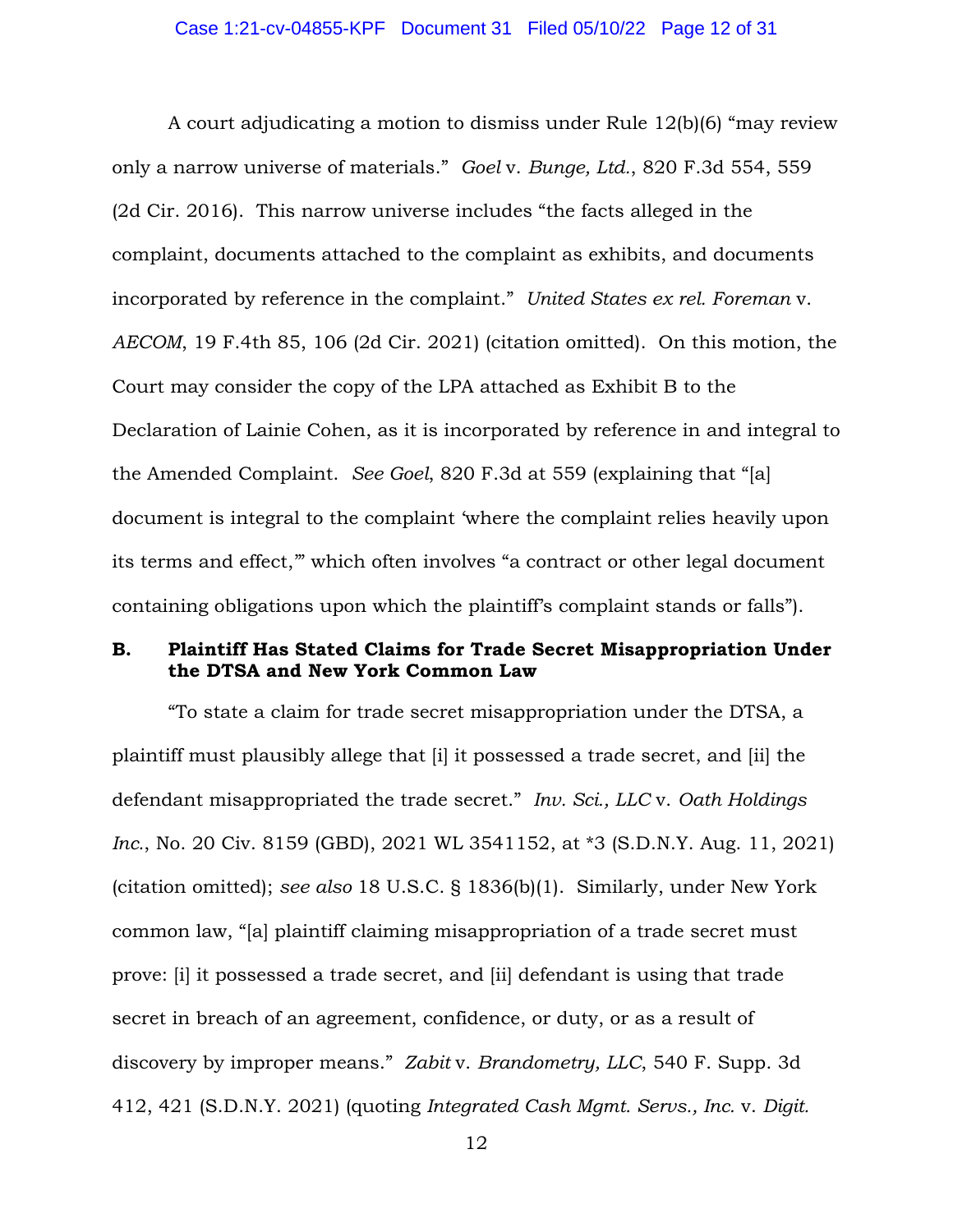A court adjudicating a motion to dismiss under Rule 12(b)(6) "may review only a narrow universe of materials." *Goel* v. *Bunge, Ltd.*, 820 F.3d 554, 559 (2d Cir. 2016). This narrow universe includes "the facts alleged in the complaint, documents attached to the complaint as exhibits, and documents incorporated by reference in the complaint." *United States ex rel. Foreman* v. *AECOM*, 19 F.4th 85, 106 (2d Cir. 2021) (citation omitted). On this motion, the Court may consider the copy of the LPA attached as Exhibit B to the Declaration of Lainie Cohen, as it is incorporated by reference in and integral to the Amended Complaint. *See Goel*, 820 F.3d at 559 (explaining that "[a] document is integral to the complaint 'where the complaint relies heavily upon its terms and effect,'" which often involves "a contract or other legal document containing obligations upon which the plaintiff's complaint stands or falls").

### B. Plaintiff Has Stated Claims for Trade Secret Misappropriation Under the DTSA and New York Common Law

"To state a claim for trade secret misappropriation under the DTSA, a plaintiff must plausibly allege that [i] it possessed a trade secret, and [ii] the defendant misappropriated the trade secret." *Inv. Sci., LLC* v. *Oath Holdings Inc.*, No. 20 Civ. 8159 (GBD), 2021 WL 3541152, at *3 (S.D.N.Y. Aug. 11, 2021) (citation omitted); *see also* 18 U.S.C. § 1836(b)(1). Similarly, under New York common law, "[a] plaintiff claiming misappropriation of a trade secret must prove: [i] it possessed a trade secret, and [ii] defendant is using that trade secret in breach of an agreement, confidence, or duty, or as a result of discovery by improper means." *Zabit* v. *Brandometry, LLC*, 540 F. Supp. 3d 412, 421 (S.D.N.Y. 2021) (quoting *Integrated Cash Mgmt. Servs., Inc.* v. *Digit.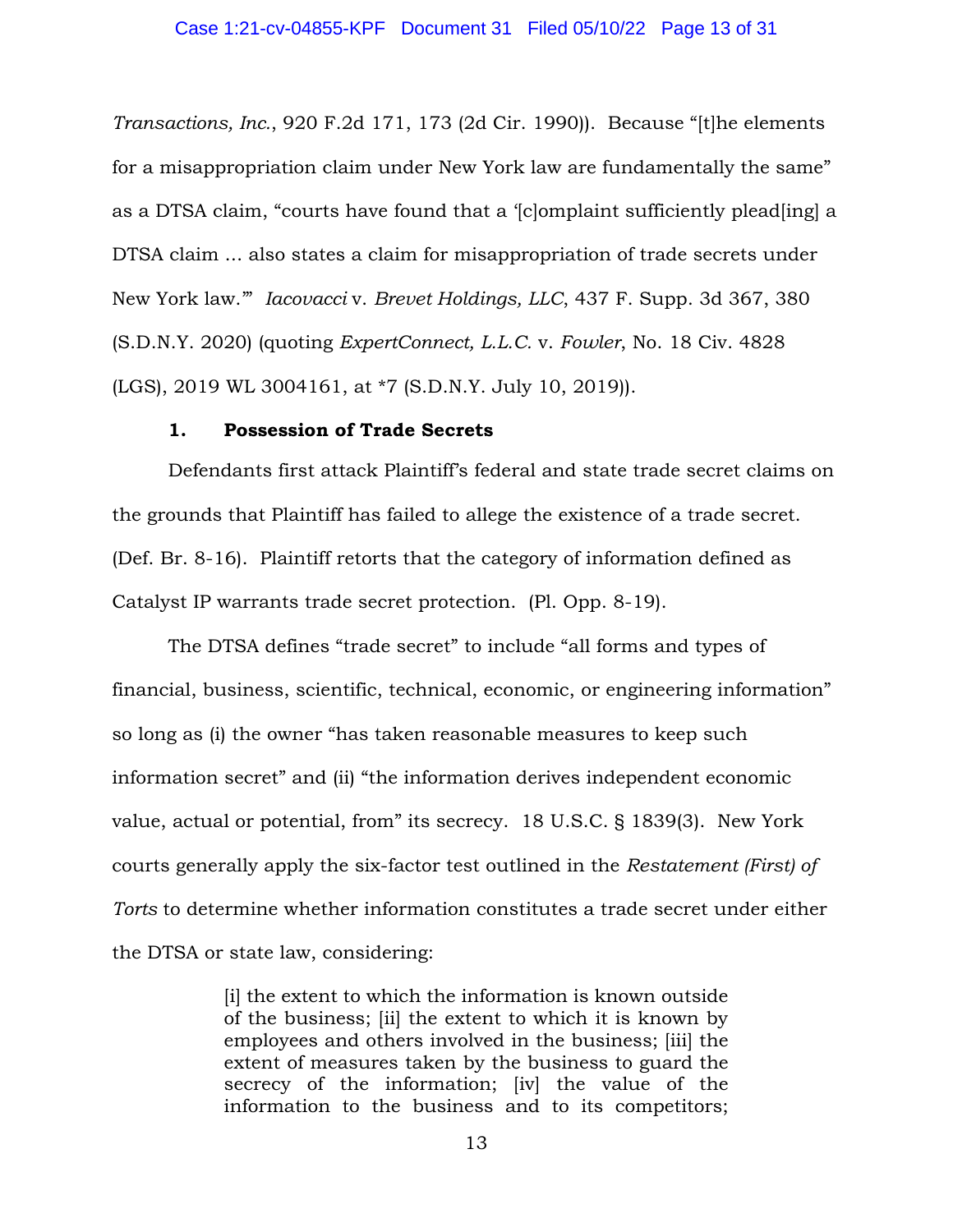*Transactions, Inc.*, 920 F.2d 171, 173 (2d Cir. 1990)). Because "[t]he elements for a misappropriation claim under New York law are fundamentally the same" as a DTSA claim, "courts have found that a '[c]omplaint sufficiently plead[ing] a DTSA claim ... also states a claim for misappropriation of trade secrets under New York law.'" *Iacovacci* v. *Brevet Holdings, LLC*, 437 F. Supp. 3d 367, 380 (S.D.N.Y. 2020) (quoting *ExpertConnect, L.L.C.* v. *Fowler*, No. 18 Civ. 4828 (LGS), 2019 WL 3004161, at *7 (S.D.N.Y. July 10, 2019)).

### 1. Possession of Trade Secrets

Defendants first attack Plaintiff's federal and state trade secret claims on the grounds that Plaintiff has failed to allege the existence of a trade secret. (Def. Br. 8-16). Plaintiff retorts that the category of information defined as Catalyst IP warrants trade secret protection. (Pl. Opp. 8-19).

The DTSA defines "trade secret" to include "all forms and types of financial, business, scientific, technical, economic, or engineering information" so long as (i) the owner "has taken reasonable measures to keep such information secret" and (ii) "the information derives independent economic value, actual or potential, from" its secrecy. 18 U.S.C. § 1839(3). New York courts generally apply the six-factor test outlined in the *Restatement (First) of Torts* to determine whether information constitutes a trade secret under either the DTSA or state law, considering:

> [i] the extent to which the information is known outside of the business; [ii] the extent to which it is known by employees and others involved in the business; [iii] the extent of measures taken by the business to guard the secrecy of the information; [iv] the value of the information to the business and to its competitors;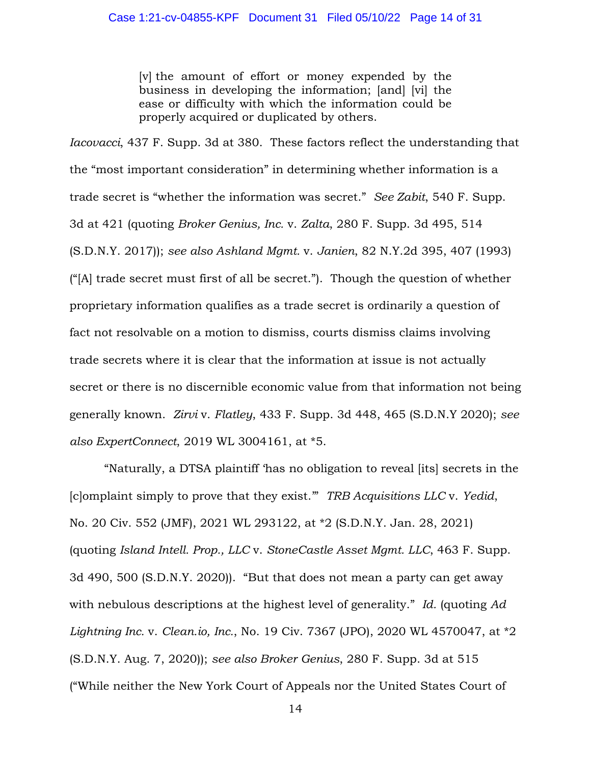> [v] the amount of effort or money expended by the business in developing the information; [and] [vi] the ease or difficulty with which the information could be properly acquired or duplicated by others.

*Iacovacci*, 437 F. Supp. 3d at 380. These factors reflect the understanding that the "most important consideration" in determining whether information is a trade secret is "whether the information was secret." *See Zabit*, 540 F. Supp. 3d at 421 (quoting *Broker Genius, Inc.* v. *Zalta*, 280 F. Supp. 3d 495, 514 (S.D.N.Y. 2017)); *see also Ashland Mgmt.* v. *Janien*, 82 N.Y.2d 395, 407 (1993) ("[A] trade secret must first of all be secret."). Though the question of whether proprietary information qualifies as a trade secret is ordinarily a question of fact not resolvable on a motion to dismiss, courts dismiss claims involving trade secrets where it is clear that the information at issue is not actually secret or there is no discernible economic value from that information not being generally known. *Zirvi* v. *Flatley*, 433 F. Supp. 3d 448, 465 (S.D.N.Y 2020); *see also ExpertConnect*, 2019 WL 3004161, at *5.

"Naturally, a DTSA plaintiff 'has no obligation to reveal [its] secrets in the [c]omplaint simply to prove that they exist.'" *TRB Acquisitions LLC* v. *Yedid*, No. 20 Civ. 552 (JMF), 2021 WL 293122, at *2 (S.D.N.Y. Jan. 28, 2021) (quoting *Island Intell. Prop., LLC* v. *StoneCastle Asset Mgmt. LLC*, 463 F. Supp. 3d 490, 500 (S.D.N.Y. 2020)). "But that does not mean a party can get away with nebulous descriptions at the highest level of generality." *Id.* (quoting *Ad Lightning Inc.* v. *Clean.io, Inc.*, No. 19 Civ. 7367 (JPO), 2020 WL 4570047, at *2 (S.D.N.Y. Aug. 7, 2020)); *see also Broker Genius*, 280 F. Supp. 3d at 515 ("While neither the New York Court of Appeals nor the United States Court of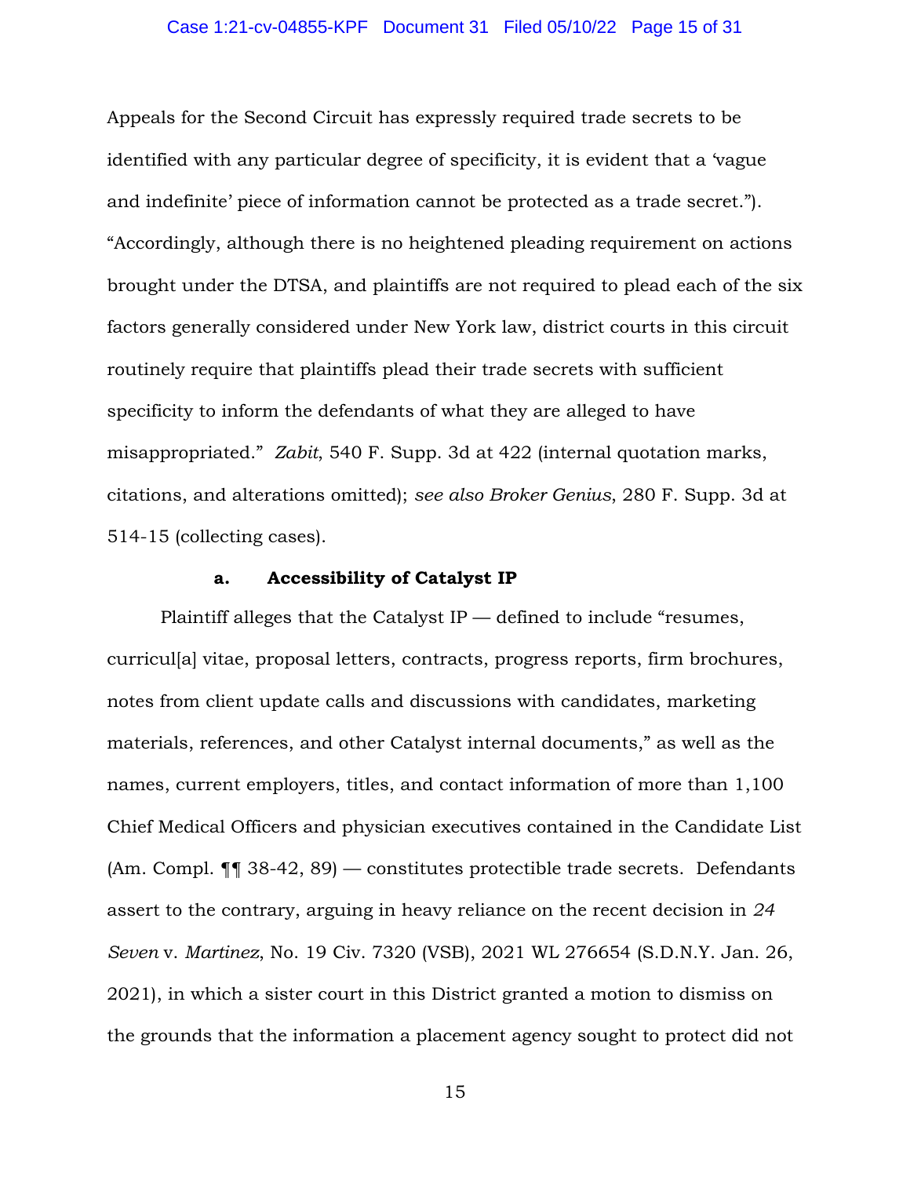Appeals for the Second Circuit has expressly required trade secrets to be identified with any particular degree of specificity, it is evident that a 'vague and indefinite' piece of information cannot be protected as a trade secret."). "Accordingly, although there is no heightened pleading requirement on actions brought under the DTSA, and plaintiffs are not required to plead each of the six factors generally considered under New York law, district courts in this circuit routinely require that plaintiffs plead their trade secrets with sufficient specificity to inform the defendants of what they are alleged to have misappropriated." *Zabit*, 540 F. Supp. 3d at 422 (internal quotation marks, citations, and alterations omitted); *see also Broker Genius*, 280 F. Supp. 3d at 514-15 (collecting cases).

**a. Accessibility of Catalyst IP**

Plaintiff alleges that the Catalyst IP — defined to include "resumes, curricul[a] vitae, proposal letters, contracts, progress reports, firm brochures, notes from client update calls and discussions with candidates, marketing materials, references, and other Catalyst internal documents," as well as the names, current employers, titles, and contact information of more than 1,100 Chief Medical Officers and physician executives contained in the Candidate List (Am. Compl. ¶¶ 38-42, 89) — constitutes protectible trade secrets. Defendants assert to the contrary, arguing in heavy reliance on the recent decision in *24 Seven* v. *Martinez*, No. 19 Civ. 7320 (VSB), 2021 WL 276654 (S.D.N.Y. Jan. 26, 2021), in which a sister court in this District granted a motion to dismiss on the grounds that the information a placement agency sought to protect did not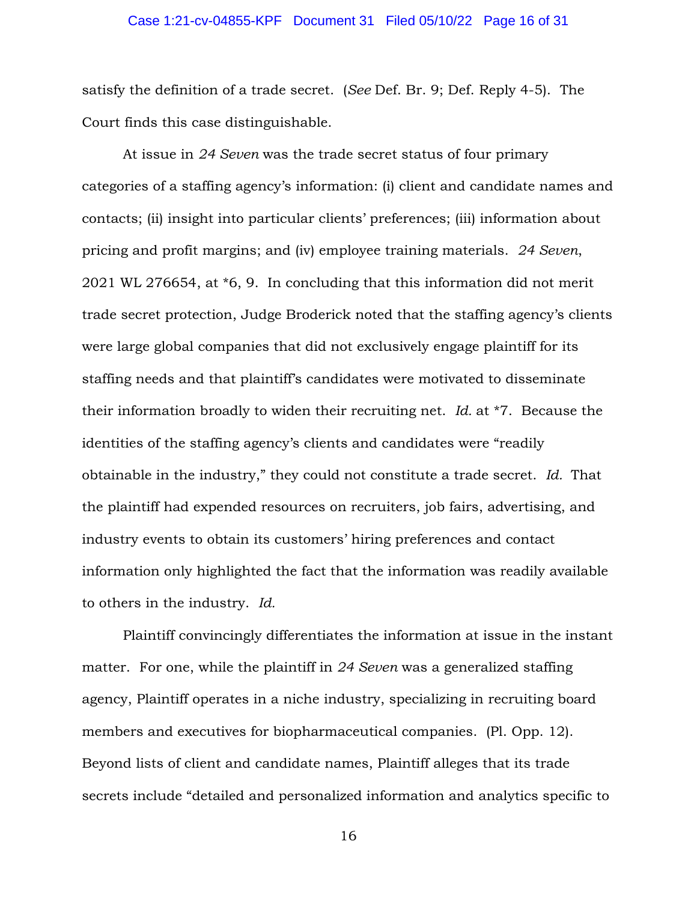satisfy the definition of a trade secret. (*See* Def. Br. 9; Def. Reply 4-5). The Court finds this case distinguishable.

At issue in *24 Seven* was the trade secret status of four primary categories of a staffing agency's information: (i) client and candidate names and contacts; (ii) insight into particular clients' preferences; (iii) information about pricing and profit margins; and (iv) employee training materials. *24 Seven*, 2021 WL 276654, at *6, 9. In concluding that this information did not merit trade secret protection, Judge Broderick noted that the staffing agency's clients were large global companies that did not exclusively engage plaintiff for its staffing needs and that plaintiff's candidates were motivated to disseminate their information broadly to widen their recruiting net. *Id.* at *7. Because the identities of the staffing agency's clients and candidates were "readily obtainable in the industry," they could not constitute a trade secret. *Id.* That the plaintiff had expended resources on recruiters, job fairs, advertising, and industry events to obtain its customers' hiring preferences and contact information only highlighted the fact that the information was readily available to others in the industry. *Id.*

Plaintiff convincingly differentiates the information at issue in the instant matter. For one, while the plaintiff in *24 Seven* was a generalized staffing agency, Plaintiff operates in a niche industry, specializing in recruiting board members and executives for biopharmaceutical companies. (Pl. Opp. 12). Beyond lists of client and candidate names, Plaintiff alleges that its trade secrets include "detailed and personalized information and analytics specific to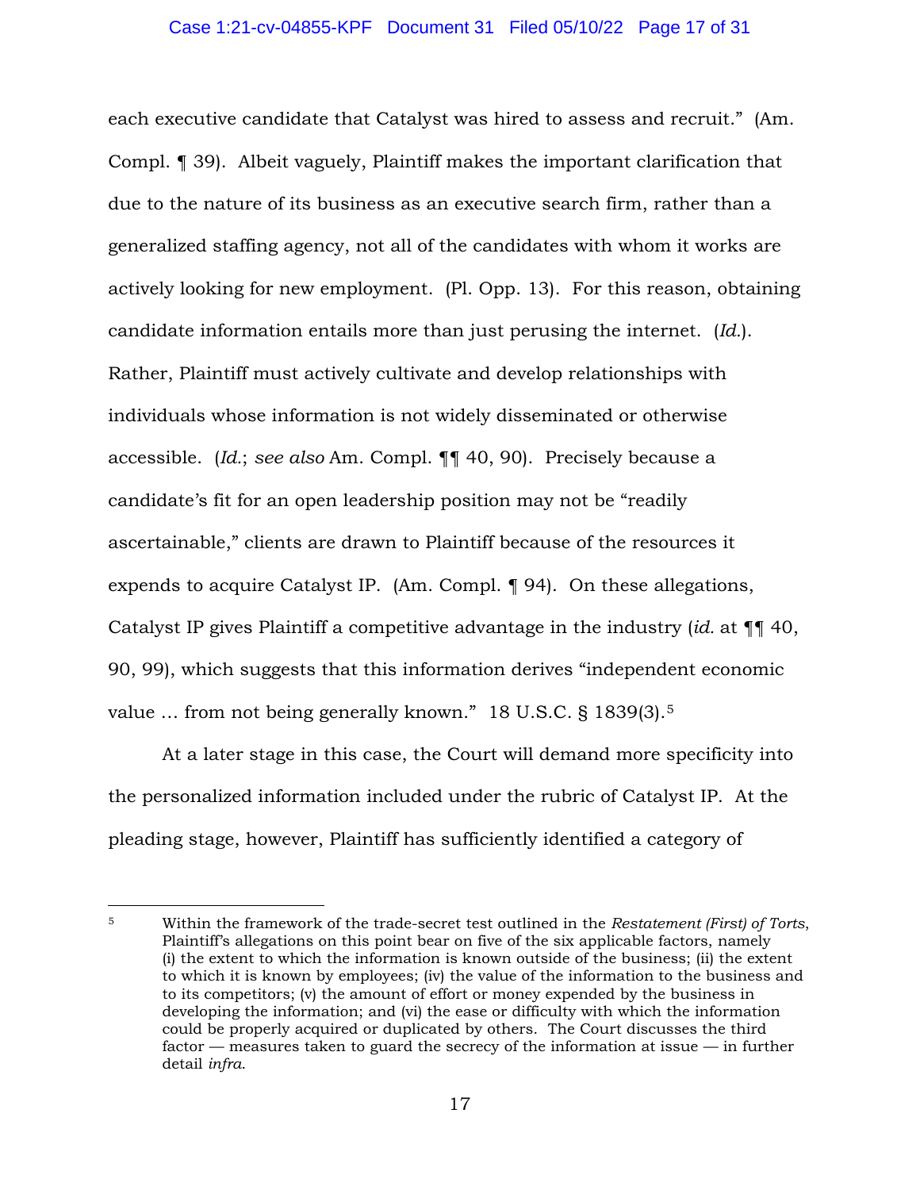each executive candidate that Catalyst was hired to assess and recruit." (Am. Compl. ¶ 39). Albeit vaguely, Plaintiff makes the important clarification that due to the nature of its business as an executive search firm, rather than a generalized staffing agency, not all of the candidates with whom it works are actively looking for new employment. (Pl. Opp. 13). For this reason, obtaining candidate information entails more than just perusing the internet. (*Id.*). Rather, Plaintiff must actively cultivate and develop relationships with individuals whose information is not widely disseminated or otherwise accessible. (*Id.*; *see also* Am. Compl. ¶¶ 40, 90). Precisely because a candidate's fit for an open leadership position may not be "readily ascertainable," clients are drawn to Plaintiff because of the resources it expends to acquire Catalyst IP. (Am. Compl. ¶ 94). On these allegations, Catalyst IP gives Plaintiff a competitive advantage in the industry (*id.* at ¶¶ 40, 90, 99), which suggests that this information derives "independent economic value … from not being generally known." 18 U.S.C. § 1839(3).[5]

At a later stage in this case, the Court will demand more specificity into the personalized information included under the rubric of Catalyst IP. At the pleading stage, however, Plaintiff has sufficiently identified a category of

---

[5] Within the framework of the trade-secret test outlined in the *Restatement (First) of Torts*, Plaintiff's allegations on this point bear on five of the six applicable factors, namely (i) the extent to which the information is known outside of the business; (ii) the extent to which it is known by employees; (iv) the value of the information to the business and to its competitors; (v) the amount of effort or money expended by the business in developing the information; and (vi) the ease or difficulty with which the information could be properly acquired or duplicated by others. The Court discusses the third factor — measures taken to guard the secrecy of the information at issue — in further detail *infra*.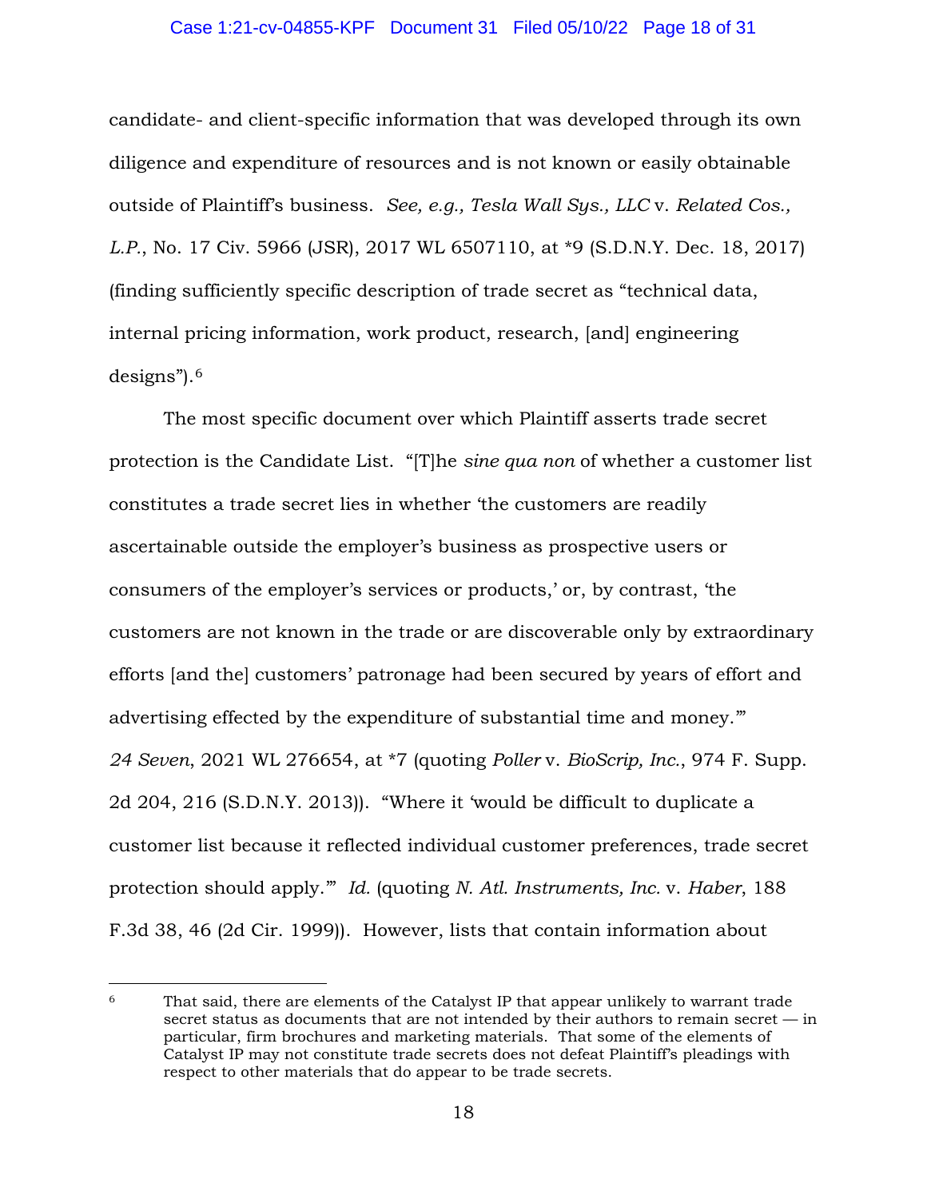candidate- and client-specific information that was developed through its own diligence and expenditure of resources and is not known or easily obtainable outside of Plaintiff's business. *See, e.g., Tesla Wall Sys., LLC* v. *Related Cos., L.P.*, No. 17 Civ. 5966 (JSR), 2017 WL 6507110, at *9 (S.D.N.Y. Dec. 18, 2017) (finding sufficiently specific description of trade secret as "technical data, internal pricing information, work product, research, [and] engineering designs").[6]

The most specific document over which Plaintiff asserts trade secret protection is the Candidate List. "[T]he *sine qua non* of whether a customer list constitutes a trade secret lies in whether 'the customers are readily ascertainable outside the employer's business as prospective users or consumers of the employer's services or products,' or, by contrast, 'the customers are not known in the trade or are discoverable only by extraordinary efforts [and the] customers' patronage had been secured by years of effort and advertising effected by the expenditure of substantial time and money.'" *24 Seven*, 2021 WL 276654, at *7 (quoting *Poller* v. *BioScrip, Inc.*, 974 F. Supp. 2d 204, 216 (S.D.N.Y. 2013)). "Where it 'would be difficult to duplicate a customer list because it reflected individual customer preferences, trade secret protection should apply.'" *Id.* (quoting *N. Atl. Instruments, Inc.* v. *Haber*, 188 F.3d 38, 46 (2d Cir. 1999)). However, lists that contain information about

---

[6] That said, there are elements of the Catalyst IP that appear unlikely to warrant trade secret status as documents that are not intended by their authors to remain secret — in particular, firm brochures and marketing materials. That some of the elements of Catalyst IP may not constitute trade secrets does not defeat Plaintiff's pleadings with respect to other materials that do appear to be trade secrets.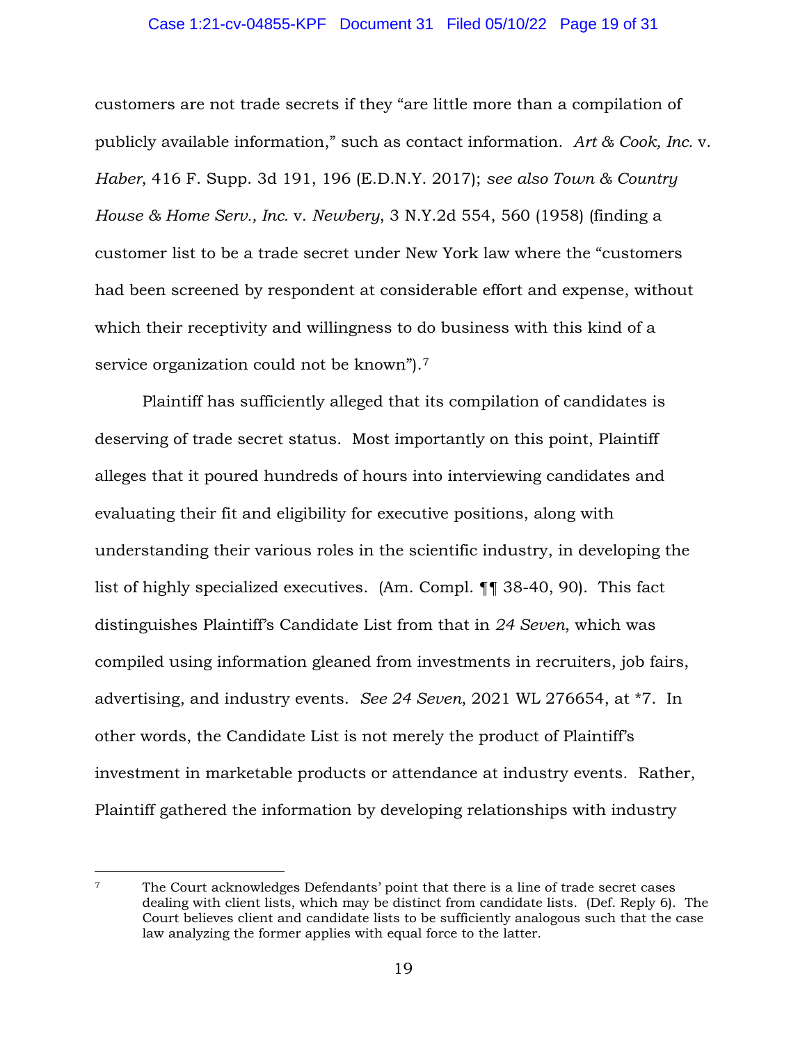customers are not trade secrets if they "are little more than a compilation of publicly available information," such as contact information. *Art & Cook, Inc.* v. *Haber*, 416 F. Supp. 3d 191, 196 (E.D.N.Y. 2017); *see also Town & Country House & Home Serv., Inc.* v. *Newbery*, 3 N.Y.2d 554, 560 (1958) (finding a customer list to be a trade secret under New York law where the "customers had been screened by respondent at considerable effort and expense, without which their receptivity and willingness to do business with this kind of a service organization could not be known").[7]

Plaintiff has sufficiently alleged that its compilation of candidates is deserving of trade secret status. Most importantly on this point, Plaintiff alleges that it poured hundreds of hours into interviewing candidates and evaluating their fit and eligibility for executive positions, along with understanding their various roles in the scientific industry, in developing the list of highly specialized executives. (Am. Compl. ¶¶ 38-40, 90). This fact distinguishes Plaintiff's Candidate List from that in *24 Seven*, which was compiled using information gleaned from investments in recruiters, job fairs, advertising, and industry events. *See 24 Seven*, 2021 WL 276654, at \*7. In other words, the Candidate List is not merely the product of Plaintiff's investment in marketable products or attendance at industry events. Rather, Plaintiff gathered the information by developing relationships with industry

---

[7] The Court acknowledges Defendants' point that there is a line of trade secret cases dealing with client lists, which may be distinct from candidate lists. (Def. Reply 6). The Court believes client and candidate lists to be sufficiently analogous such that the case law analyzing the former applies with equal force to the latter.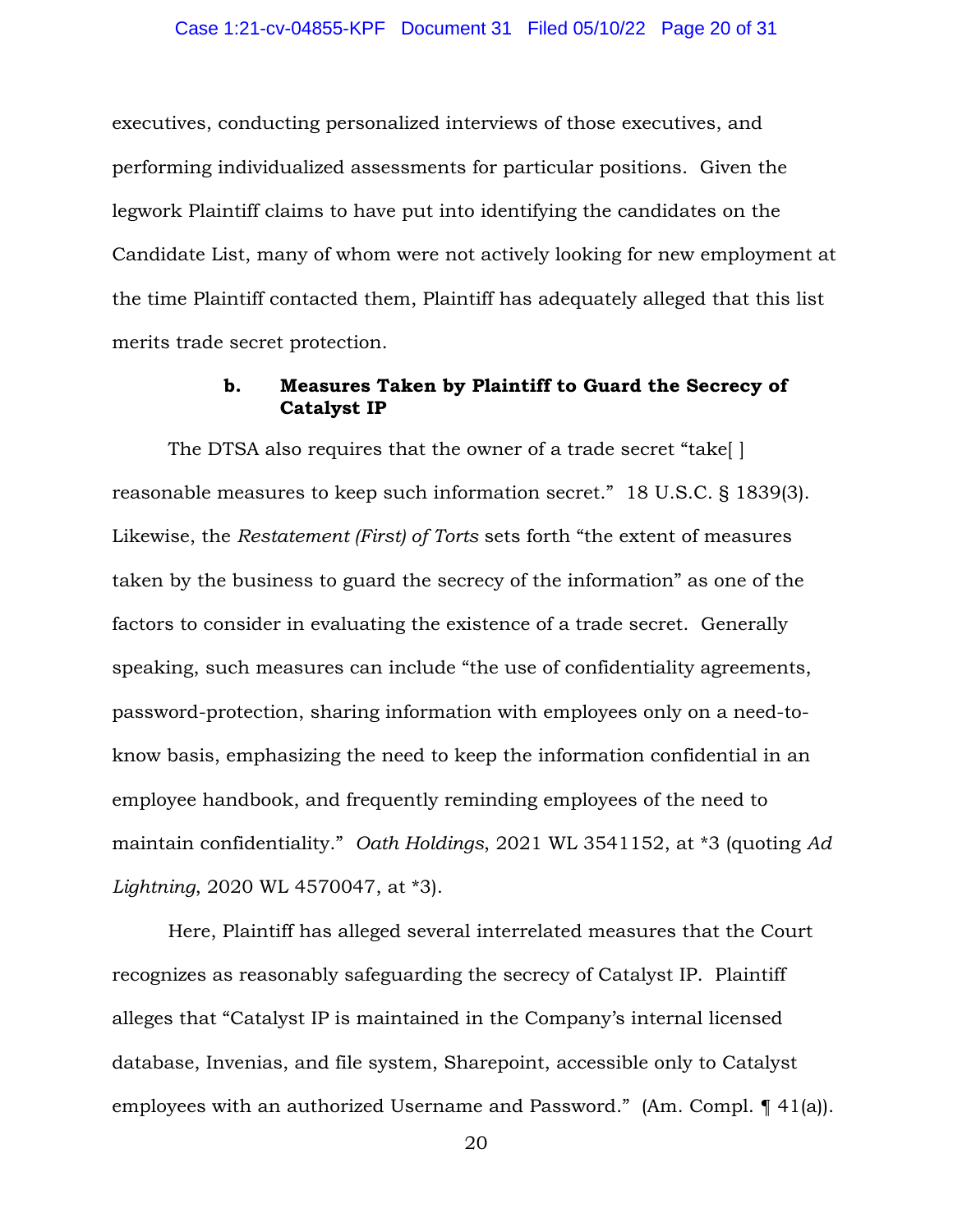executives, conducting personalized interviews of those executives, and performing individualized assessments for particular positions. Given the legwork Plaintiff claims to have put into identifying the candidates on the Candidate List, many of whom were not actively looking for new employment at the time Plaintiff contacted them, Plaintiff has adequately alleged that this list merits trade secret protection.

### b. Measures Taken by Plaintiff to Guard the Secrecy of Catalyst IP

The DTSA also requires that the owner of a trade secret "take[ ] reasonable measures to keep such information secret." 18 U.S.C. § 1839(3). Likewise, the *Restatement (First) of Torts* sets forth "the extent of measures taken by the business to guard the secrecy of the information" as one of the factors to consider in evaluating the existence of a trade secret. Generally speaking, such measures can include "the use of confidentiality agreements, password-protection, sharing information with employees only on a need-to-know basis, emphasizing the need to keep the information confidential in an employee handbook, and frequently reminding employees of the need to maintain confidentiality." *Oath Holdings*, 2021 WL 3541152, at *3 (quoting *Ad Lightning*, 2020 WL 4570047, at *3).

Here, Plaintiff has alleged several interrelated measures that the Court recognizes as reasonably safeguarding the secrecy of Catalyst IP. Plaintiff alleges that "Catalyst IP is maintained in the Company's internal licensed database, Invenias, and file system, Sharepoint, accessible only to Catalyst employees with an authorized Username and Password." (Am. Compl. ¶ 41(a)).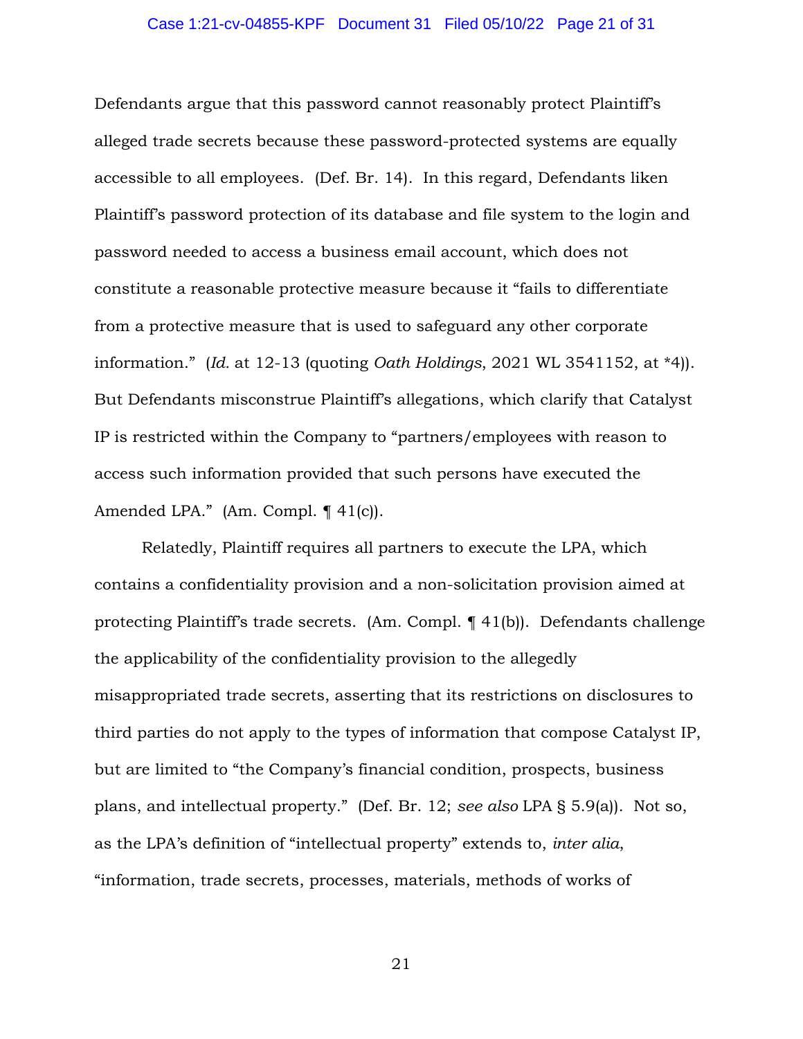Defendants argue that this password cannot reasonably protect Plaintiff's alleged trade secrets because these password-protected systems are equally accessible to all employees. (Def. Br. 14). In this regard, Defendants liken Plaintiff's password protection of its database and file system to the login and password needed to access a business email account, which does not constitute a reasonable protective measure because it "fails to differentiate from a protective measure that is used to safeguard any other corporate information." (*Id.* at 12-13 (quoting *Oath Holdings*, 2021 WL 3541152, at *4)). But Defendants misconstrue Plaintiff's allegations, which clarify that Catalyst IP is restricted within the Company to "partners/employees with reason to access such information provided that such persons have executed the Amended LPA." (Am. Compl. ¶ 41(c)).

Relatedly, Plaintiff requires all partners to execute the LPA, which contains a confidentiality provision and a non-solicitation provision aimed at protecting Plaintiff's trade secrets. (Am. Compl. ¶ 41(b)). Defendants challenge the applicability of the confidentiality provision to the allegedly misappropriated trade secrets, asserting that its restrictions on disclosures to third parties do not apply to the types of information that compose Catalyst IP, but are limited to "the Company's financial condition, prospects, business plans, and intellectual property." (Def. Br. 12; *see also* LPA § 5.9(a)). Not so, as the LPA's definition of "intellectual property" extends to, *inter alia*, "information, trade secrets, processes, materials, methods of works of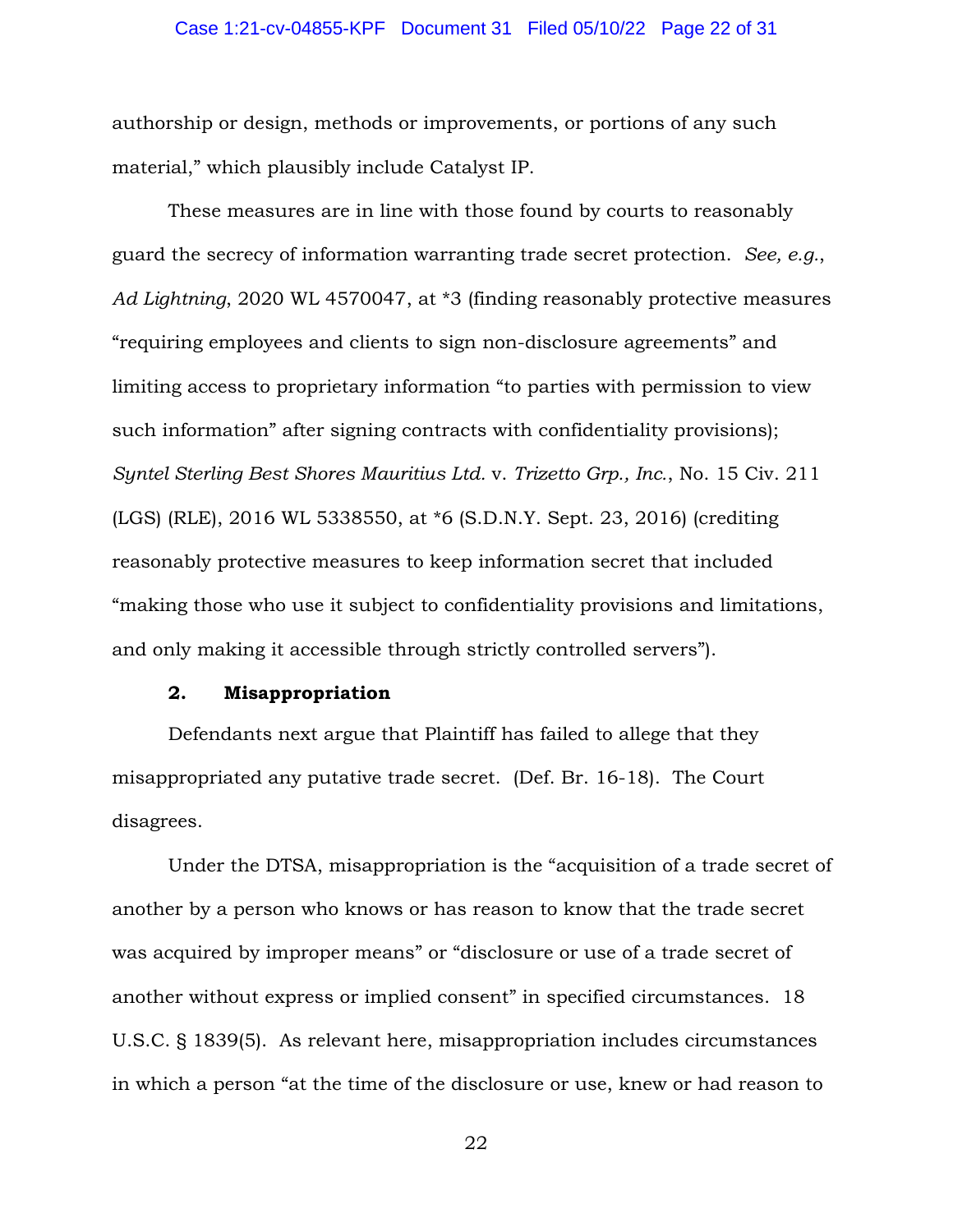authorship or design, methods or improvements, or portions of any such material," which plausibly include Catalyst IP.

These measures are in line with those found by courts to reasonably guard the secrecy of information warranting trade secret protection. *See, e.g.*, *Ad Lightning*, 2020 WL 4570047, at *3 (finding reasonably protective measures "requiring employees and clients to sign non-disclosure agreements" and limiting access to proprietary information "to parties with permission to view such information" after signing contracts with confidentiality provisions); *Syntel Sterling Best Shores Mauritius Ltd.* v. *Trizetto Grp., Inc.*, No. 15 Civ. 211 (LGS) (RLE), 2016 WL 5338550, at *6 (S.D.N.Y. Sept. 23, 2016) (crediting reasonably protective measures to keep information secret that included "making those who use it subject to confidentiality provisions and limitations, and only making it accessible through strictly controlled servers").

**2. Misappropriation**

Defendants next argue that Plaintiff has failed to allege that they misappropriated any putative trade secret. (Def. Br. 16-18). The Court disagrees.

Under the DTSA, misappropriation is the "acquisition of a trade secret of another by a person who knows or has reason to know that the trade secret was acquired by improper means" or "disclosure or use of a trade secret of another without express or implied consent" in specified circumstances. 18 U.S.C. § 1839(5). As relevant here, misappropriation includes circumstances in which a person "at the time of the disclosure or use, knew or had reason to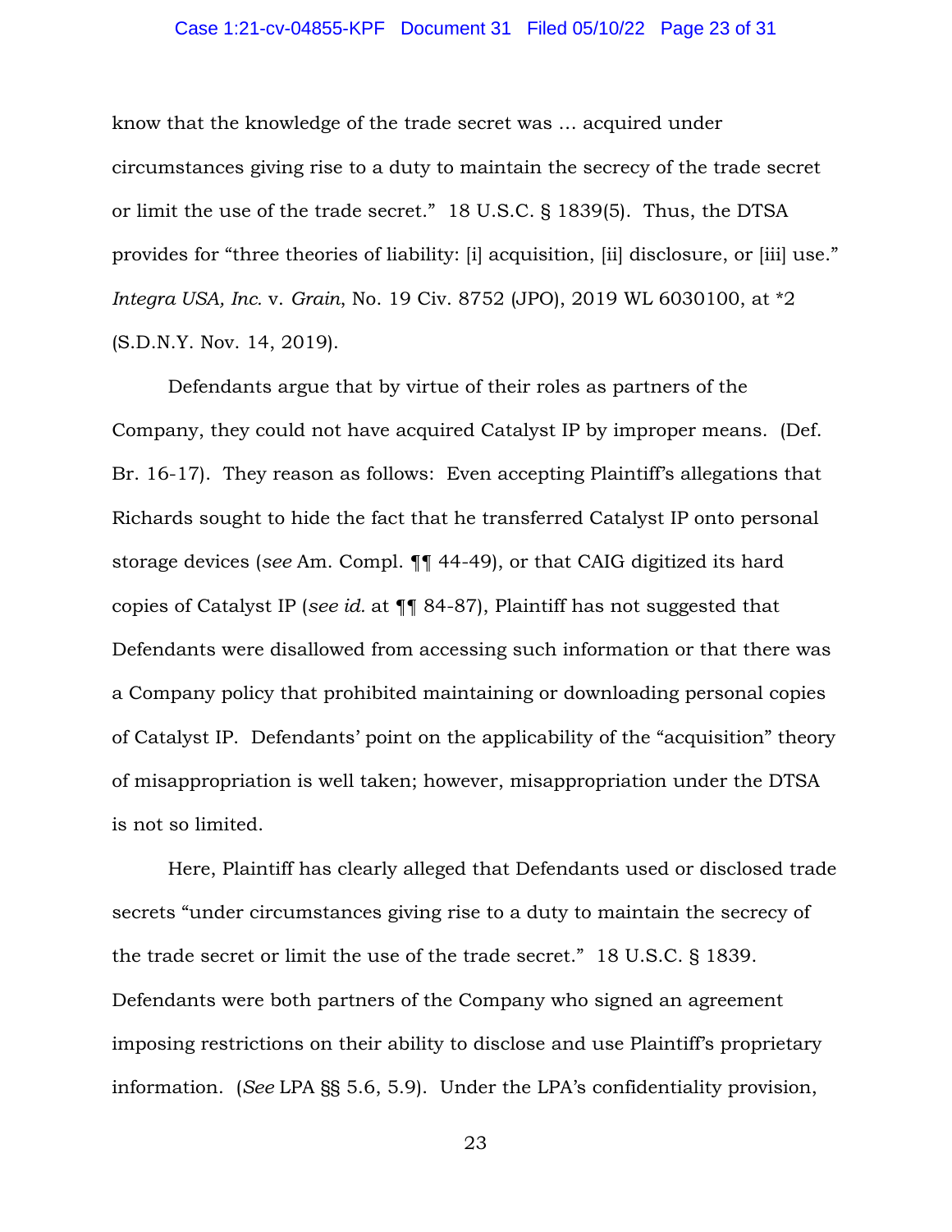know that the knowledge of the trade secret was … acquired under circumstances giving rise to a duty to maintain the secrecy of the trade secret or limit the use of the trade secret." 18 U.S.C. § 1839(5). Thus, the DTSA provides for "three theories of liability: [i] acquisition, [ii] disclosure, or [iii] use." *Integra USA, Inc.* v. *Grain*, No. 19 Civ. 8752 (JPO), 2019 WL 6030100, at *2 (S.D.N.Y. Nov. 14, 2019).

Defendants argue that by virtue of their roles as partners of the Company, they could not have acquired Catalyst IP by improper means. (Def. Br. 16-17). They reason as follows: Even accepting Plaintiff's allegations that Richards sought to hide the fact that he transferred Catalyst IP onto personal storage devices (*see* Am. Compl. ¶¶ 44-49), or that CAIG digitized its hard copies of Catalyst IP (*see id.* at ¶¶ 84-87), Plaintiff has not suggested that Defendants were disallowed from accessing such information or that there was a Company policy that prohibited maintaining or downloading personal copies of Catalyst IP. Defendants' point on the applicability of the "acquisition" theory of misappropriation is well taken; however, misappropriation under the DTSA is not so limited.

Here, Plaintiff has clearly alleged that Defendants used or disclosed trade secrets "under circumstances giving rise to a duty to maintain the secrecy of the trade secret or limit the use of the trade secret." 18 U.S.C. § 1839. Defendants were both partners of the Company who signed an agreement imposing restrictions on their ability to disclose and use Plaintiff's proprietary information. (*See* LPA §§ 5.6, 5.9). Under the LPA's confidentiality provision,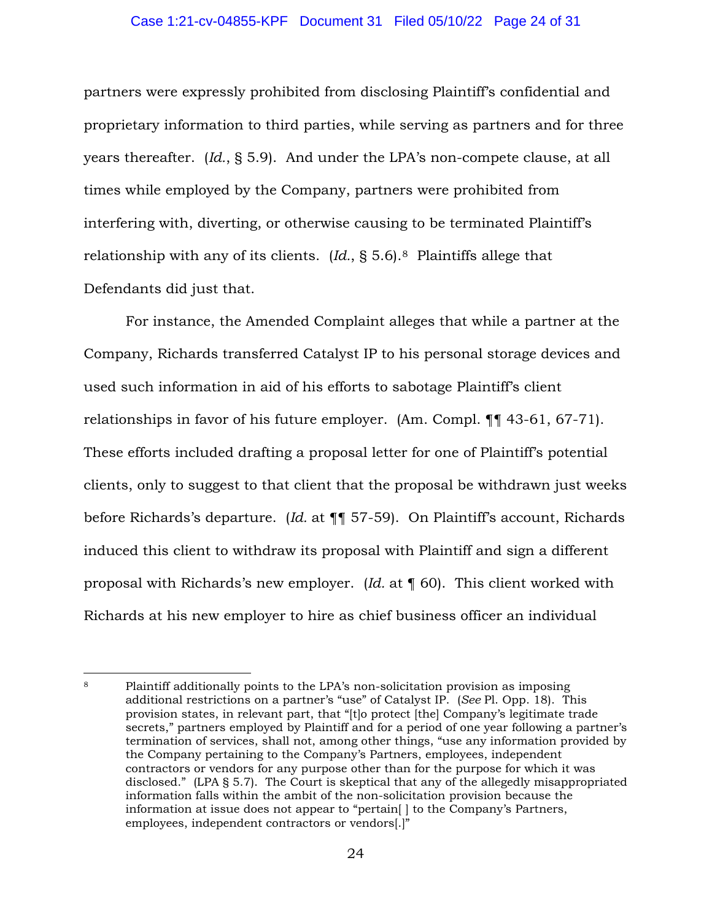partners were expressly prohibited from disclosing Plaintiff's confidential and proprietary information to third parties, while serving as partners and for three years thereafter. (*Id.*, § 5.9). And under the LPA's non-compete clause, at all times while employed by the Company, partners were prohibited from interfering with, diverting, or otherwise causing to be terminated Plaintiff's relationship with any of its clients. (*Id.*, § 5.6).[8] Plaintiffs allege that Defendants did just that.

For instance, the Amended Complaint alleges that while a partner at the Company, Richards transferred Catalyst IP to his personal storage devices and used such information in aid of his efforts to sabotage Plaintiff's client relationships in favor of his future employer. (Am. Compl. ¶¶ 43-61, 67-71). These efforts included drafting a proposal letter for one of Plaintiff's potential clients, only to suggest to that client that the proposal be withdrawn just weeks before Richards's departure. (*Id.* at ¶¶ 57-59). On Plaintiff's account, Richards induced this client to withdraw its proposal with Plaintiff and sign a different proposal with Richards's new employer. (*Id.* at ¶ 60). This client worked with Richards at his new employer to hire as chief business officer an individual

---

[8] Plaintiff additionally points to the LPA's non-solicitation provision as imposing additional restrictions on a partner's "use" of Catalyst IP. (*See* Pl. Opp. 18). This provision states, in relevant part, that "[t]o protect [the] Company's legitimate trade secrets," partners employed by Plaintiff and for a period of one year following a partner's termination of services, shall not, among other things, "use any information provided by the Company pertaining to the Company's Partners, employees, independent contractors or vendors for any purpose other than for the purpose for which it was disclosed." (LPA § 5.7). The Court is skeptical that any of the allegedly misappropriated information falls within the ambit of the non-solicitation provision because the information at issue does not appear to "pertain[ ] to the Company's Partners, employees, independent contractors or vendors[.]"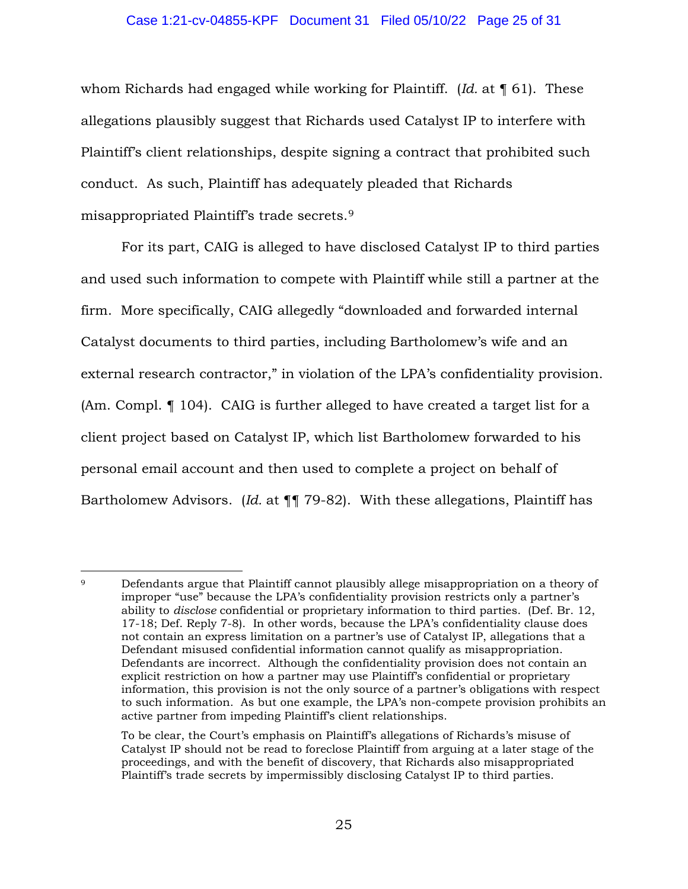whom Richards had engaged while working for Plaintiff. (*Id.* at ¶ 61). These allegations plausibly suggest that Richards used Catalyst IP to interfere with Plaintiff's client relationships, despite signing a contract that prohibited such conduct. As such, Plaintiff has adequately pleaded that Richards misappropriated Plaintiff's trade secrets.[9]

For its part, CAIG is alleged to have disclosed Catalyst IP to third parties and used such information to compete with Plaintiff while still a partner at the firm. More specifically, CAIG allegedly "downloaded and forwarded internal Catalyst documents to third parties, including Bartholomew's wife and an external research contractor," in violation of the LPA's confidentiality provision. (Am. Compl. ¶ 104). CAIG is further alleged to have created a target list for a client project based on Catalyst IP, which list Bartholomew forwarded to his personal email account and then used to complete a project on behalf of Bartholomew Advisors. (*Id.* at ¶¶ 79-82). With these allegations, Plaintiff has

---

[9] Defendants argue that Plaintiff cannot plausibly allege misappropriation on a theory of improper "use" because the LPA's confidentiality provision restricts only a partner's ability to *disclose* confidential or proprietary information to third parties. (Def. Br. 12, 17-18; Def. Reply 7-8). In other words, because the LPA's confidentiality clause does not contain an express limitation on a partner's use of Catalyst IP, allegations that a Defendant misused confidential information cannot qualify as misappropriation. Defendants are incorrect. Although the confidentiality provision does not contain an explicit restriction on how a partner may use Plaintiff's confidential or proprietary information, this provision is not the only source of a partner's obligations with respect to such information. As but one example, the LPA's non-compete provision prohibits an active partner from impeding Plaintiff's client relationships.

To be clear, the Court's emphasis on Plaintiff's allegations of Richards's misuse of Catalyst IP should not be read to foreclose Plaintiff from arguing at a later stage of the proceedings, and with the benefit of discovery, that Richards also misappropriated Plaintiff's trade secrets by impermissibly disclosing Catalyst IP to third parties.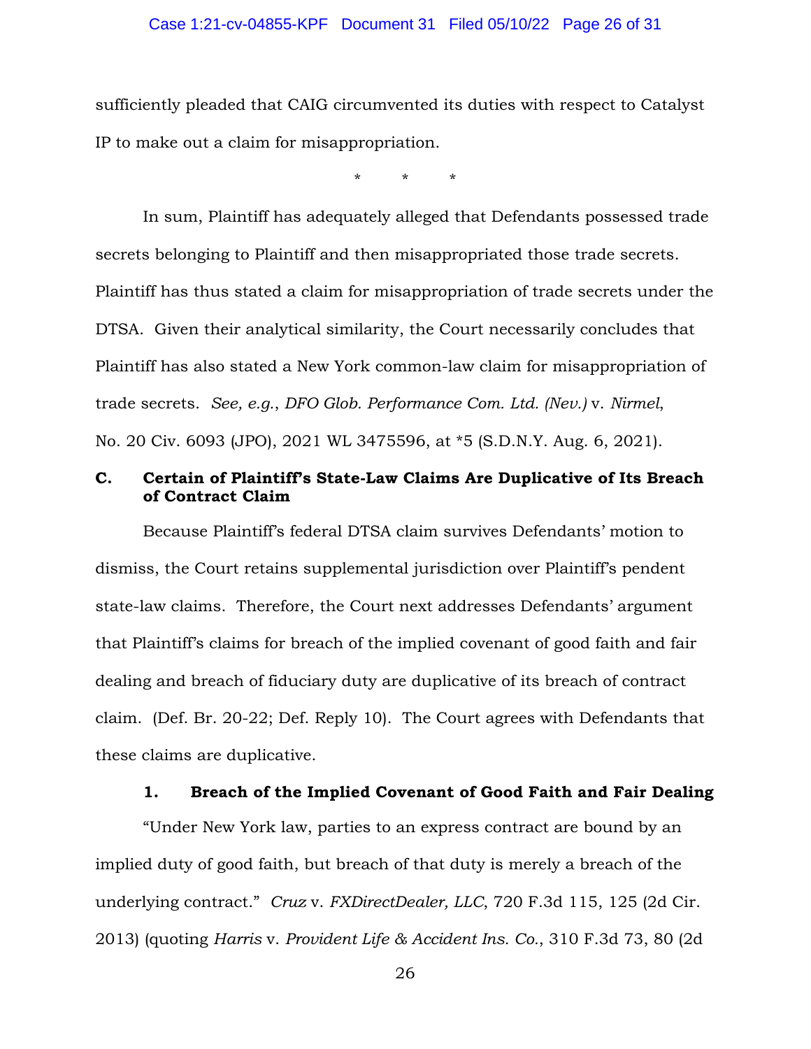sufficiently pleaded that CAIG circumvented its duties with respect to Catalyst IP to make out a claim for misappropriation.

\* \* \*

In sum, Plaintiff has adequately alleged that Defendants possessed trade secrets belonging to Plaintiff and then misappropriated those trade secrets. Plaintiff has thus stated a claim for misappropriation of trade secrets under the DTSA. Given their analytical similarity, the Court necessarily concludes that Plaintiff has also stated a New York common-law claim for misappropriation of trade secrets. *See, e.g.*, *DFO Glob. Performance Com. Ltd. (Nev.)* v. *Nirmel*, No. 20 Civ. 6093 (JPO), 2021 WL 3475596, at *5 (S.D.N.Y. Aug. 6, 2021).

### C. Certain of Plaintiff's State-Law Claims Are Duplicative of Its Breach of Contract Claim

Because Plaintiff's federal DTSA claim survives Defendants' motion to dismiss, the Court retains supplemental jurisdiction over Plaintiff's pendent state-law claims. Therefore, the Court next addresses Defendants' argument that Plaintiff's claims for breach of the implied covenant of good faith and fair dealing and breach of fiduciary duty are duplicative of its breach of contract claim. (Def. Br. 20-22; Def. Reply 10). The Court agrees with Defendants that these claims are duplicative.

#### 1. Breach of the Implied Covenant of Good Faith and Fair Dealing

"Under New York law, parties to an express contract are bound by an implied duty of good faith, but breach of that duty is merely a breach of the underlying contract." *Cruz* v. *FXDirectDealer, LLC*, 720 F.3d 115, 125 (2d Cir. 2013) (quoting *Harris* v. *Provident Life & Accident Ins. Co.*, 310 F.3d 73, 80 (2d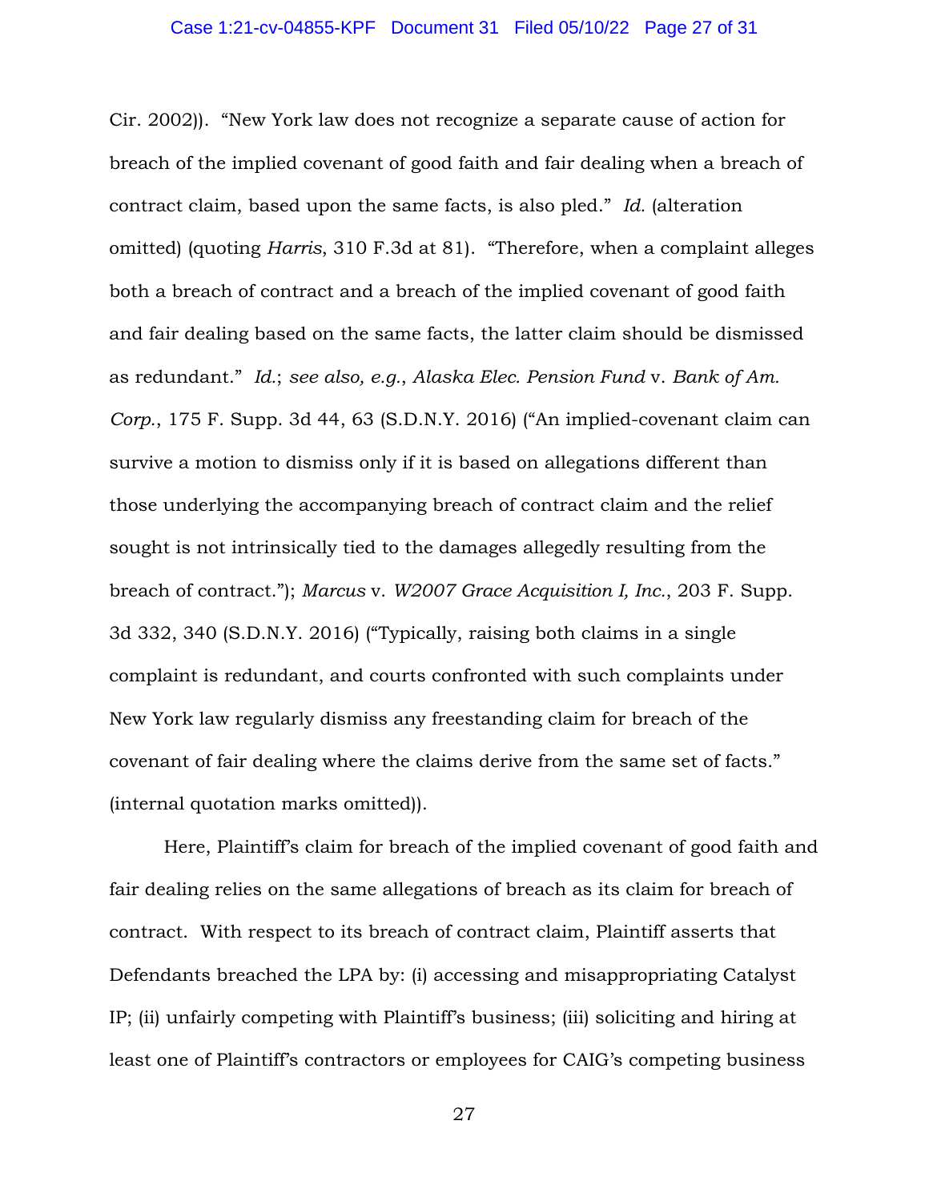Cir. 2002)). "New York law does not recognize a separate cause of action for breach of the implied covenant of good faith and fair dealing when a breach of contract claim, based upon the same facts, is also pled." *Id.* (alteration omitted) (quoting *Harris*, 310 F.3d at 81). "Therefore, when a complaint alleges both a breach of contract and a breach of the implied covenant of good faith and fair dealing based on the same facts, the latter claim should be dismissed as redundant." *Id.*; *see also, e.g.*, *Alaska Elec. Pension Fund* v. *Bank of Am. Corp.*, 175 F. Supp. 3d 44, 63 (S.D.N.Y. 2016) ("An implied-covenant claim can survive a motion to dismiss only if it is based on allegations different than those underlying the accompanying breach of contract claim and the relief sought is not intrinsically tied to the damages allegedly resulting from the breach of contract."); *Marcus* v. *W2007 Grace Acquisition I, Inc.*, 203 F. Supp. 3d 332, 340 (S.D.N.Y. 2016) ("Typically, raising both claims in a single complaint is redundant, and courts confronted with such complaints under New York law regularly dismiss any freestanding claim for breach of the covenant of fair dealing where the claims derive from the same set of facts." (internal quotation marks omitted)).

Here, Plaintiff's claim for breach of the implied covenant of good faith and fair dealing relies on the same allegations of breach as its claim for breach of contract. With respect to its breach of contract claim, Plaintiff asserts that Defendants breached the LPA by: (i) accessing and misappropriating Catalyst IP; (ii) unfairly competing with Plaintiff's business; (iii) soliciting and hiring at least one of Plaintiff's contractors or employees for CAIG's competing business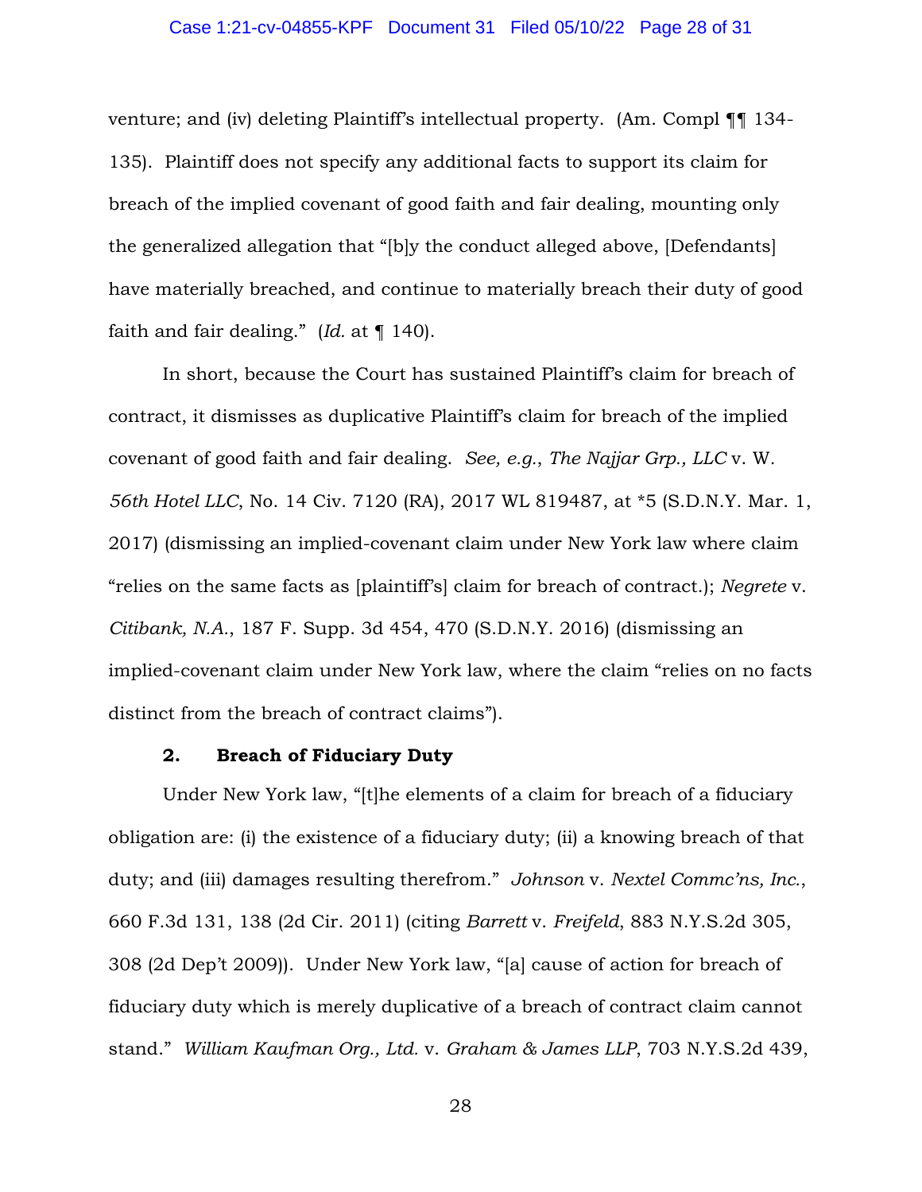venture; and (iv) deleting Plaintiff's intellectual property. (Am. Compl ¶¶ 134-135). Plaintiff does not specify any additional facts to support its claim for breach of the implied covenant of good faith and fair dealing, mounting only the generalized allegation that "[b]y the conduct alleged above, [Defendants] have materially breached, and continue to materially breach their duty of good faith and fair dealing." (*Id.* at ¶ 140).

In short, because the Court has sustained Plaintiff's claim for breach of contract, it dismisses as duplicative Plaintiff's claim for breach of the implied covenant of good faith and fair dealing. *See, e.g.*, *The Najjar Grp., LLC* v. *W. 56th Hotel LLC*, No. 14 Civ. 7120 (RA), 2017 WL 819487, at *5 (S.D.N.Y. Mar. 1, 2017) (dismissing an implied-covenant claim under New York law where claim "relies on the same facts as [plaintiff's] claim for breach of contract.); *Negrete* v. *Citibank, N.A.*, 187 F. Supp. 3d 454, 470 (S.D.N.Y. 2016) (dismissing an implied-covenant claim under New York law, where the claim "relies on no facts distinct from the breach of contract claims").

### 2. Breach of Fiduciary Duty

Under New York law, "[t]he elements of a claim for breach of a fiduciary obligation are: (i) the existence of a fiduciary duty; (ii) a knowing breach of that duty; and (iii) damages resulting therefrom." *Johnson* v. *Nextel Commc'ns, Inc.*, 660 F.3d 131, 138 (2d Cir. 2011) (citing *Barrett* v. *Freifeld*, 883 N.Y.S.2d 305, 308 (2d Dep't 2009)). Under New York law, "[a] cause of action for breach of fiduciary duty which is merely duplicative of a breach of contract claim cannot stand." *William Kaufman Org., Ltd.* v. *Graham & James LLP*, 703 N.Y.S.2d 439,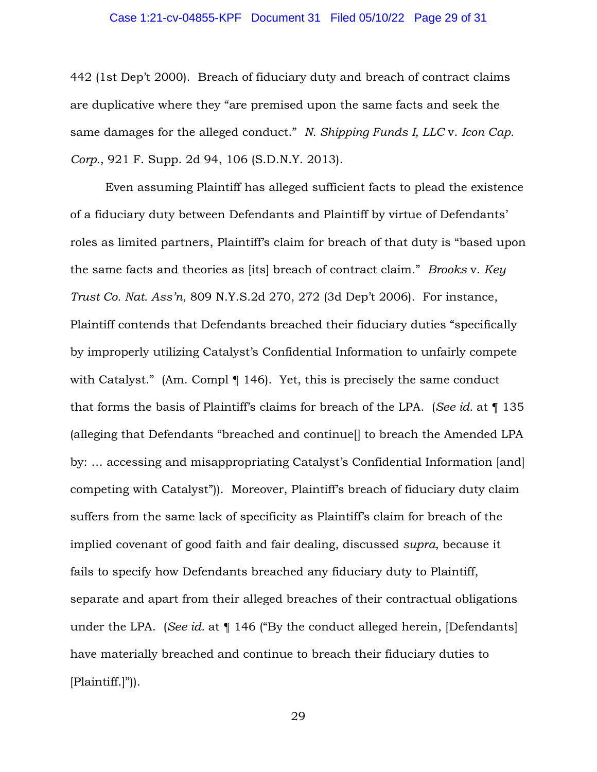442 (1st Dep't 2000). Breach of fiduciary duty and breach of contract claims are duplicative where they "are premised upon the same facts and seek the same damages for the alleged conduct." *N. Shipping Funds I, LLC* v. *Icon Cap. Corp.*, 921 F. Supp. 2d 94, 106 (S.D.N.Y. 2013).

Even assuming Plaintiff has alleged sufficient facts to plead the existence of a fiduciary duty between Defendants and Plaintiff by virtue of Defendants' roles as limited partners, Plaintiff's claim for breach of that duty is "based upon the same facts and theories as [its] breach of contract claim." *Brooks* v. *Key Trust Co. Nat. Ass'n*, 809 N.Y.S.2d 270, 272 (3d Dep't 2006). For instance, Plaintiff contends that Defendants breached their fiduciary duties "specifically by improperly utilizing Catalyst's Confidential Information to unfairly compete with Catalyst." (Am. Compl ¶ 146). Yet, this is precisely the same conduct that forms the basis of Plaintiff's claims for breach of the LPA. (*See id.* at ¶ 135 (alleging that Defendants "breached and continue[] to breach the Amended LPA by: … accessing and misappropriating Catalyst's Confidential Information [and] competing with Catalyst")). Moreover, Plaintiff's breach of fiduciary duty claim suffers from the same lack of specificity as Plaintiff's claim for breach of the implied covenant of good faith and fair dealing, discussed *supra*, because it fails to specify how Defendants breached any fiduciary duty to Plaintiff, separate and apart from their alleged breaches of their contractual obligations under the LPA. (*See id.* at ¶ 146 ("By the conduct alleged herein, [Defendants] have materially breached and continue to breach their fiduciary duties to [Plaintiff.]")).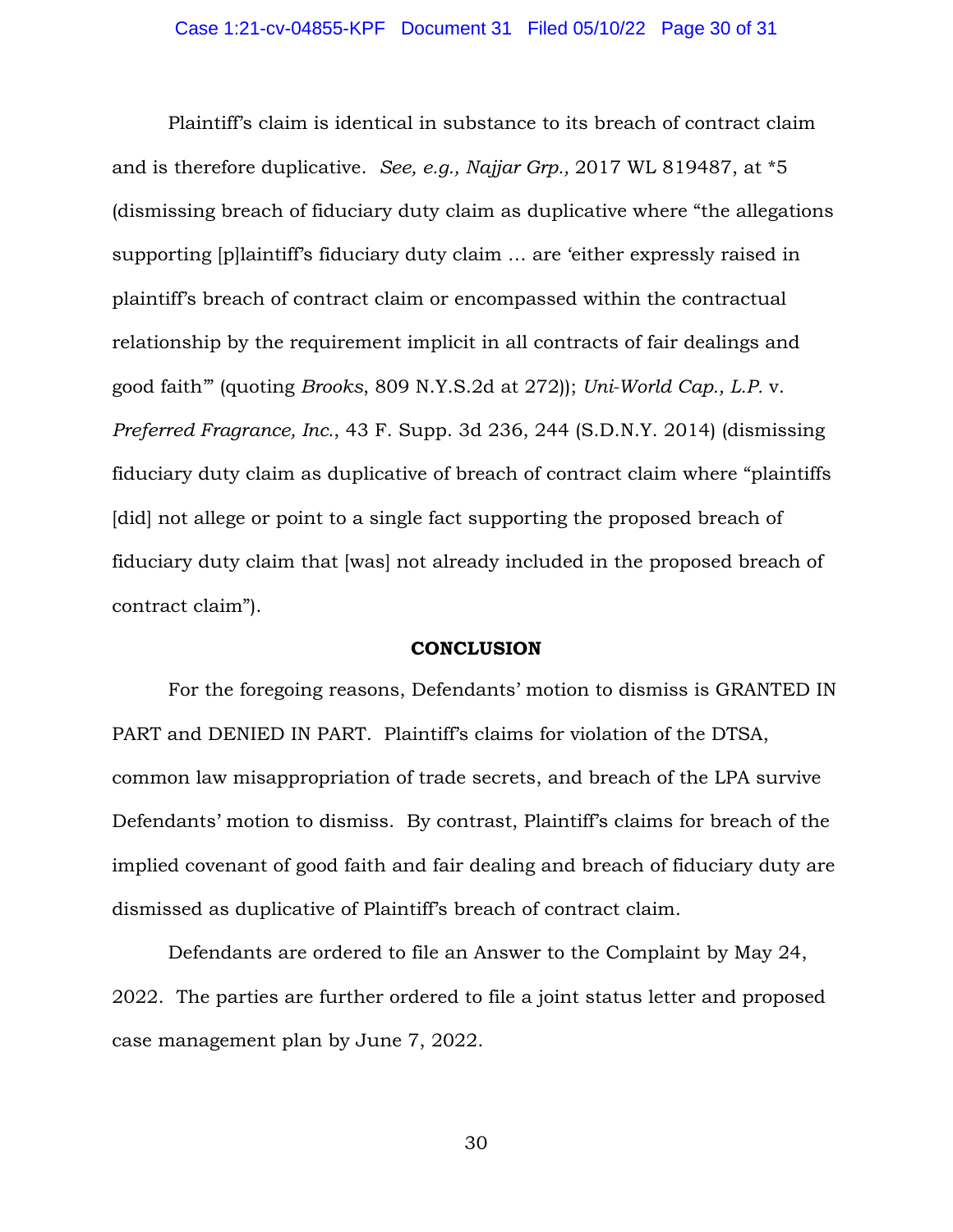Plaintiff's claim is identical in substance to its breach of contract claim and is therefore duplicative. *See, e.g., Najjar Grp.,* 2017 WL 819487, at *5 (dismissing breach of fiduciary duty claim as duplicative where "the allegations supporting [p]laintiff's fiduciary duty claim … are 'either expressly raised in plaintiff's breach of contract claim or encompassed within the contractual relationship by the requirement implicit in all contracts of fair dealings and good faith'" (quoting *Brooks*, 809 N.Y.S.2d at 272)); *Uni-World Cap., L.P.* v. *Preferred Fragrance, Inc.*, 43 F. Supp. 3d 236, 244 (S.D.N.Y. 2014) (dismissing fiduciary duty claim as duplicative of breach of contract claim where "plaintiffs [did] not allege or point to a single fact supporting the proposed breach of fiduciary duty claim that [was] not already included in the proposed breach of contract claim").

**CONCLUSION**

For the foregoing reasons, Defendants' motion to dismiss is GRANTED IN PART and DENIED IN PART. Plaintiff's claims for violation of the DTSA, common law misappropriation of trade secrets, and breach of the LPA survive Defendants' motion to dismiss. By contrast, Plaintiff's claims for breach of the implied covenant of good faith and fair dealing and breach of fiduciary duty are dismissed as duplicative of Plaintiff's breach of contract claim.

Defendants are ordered to file an Answer to the Complaint by May 24, 2022. The parties are further ordered to file a joint status letter and proposed case management plan by June 7, 2022.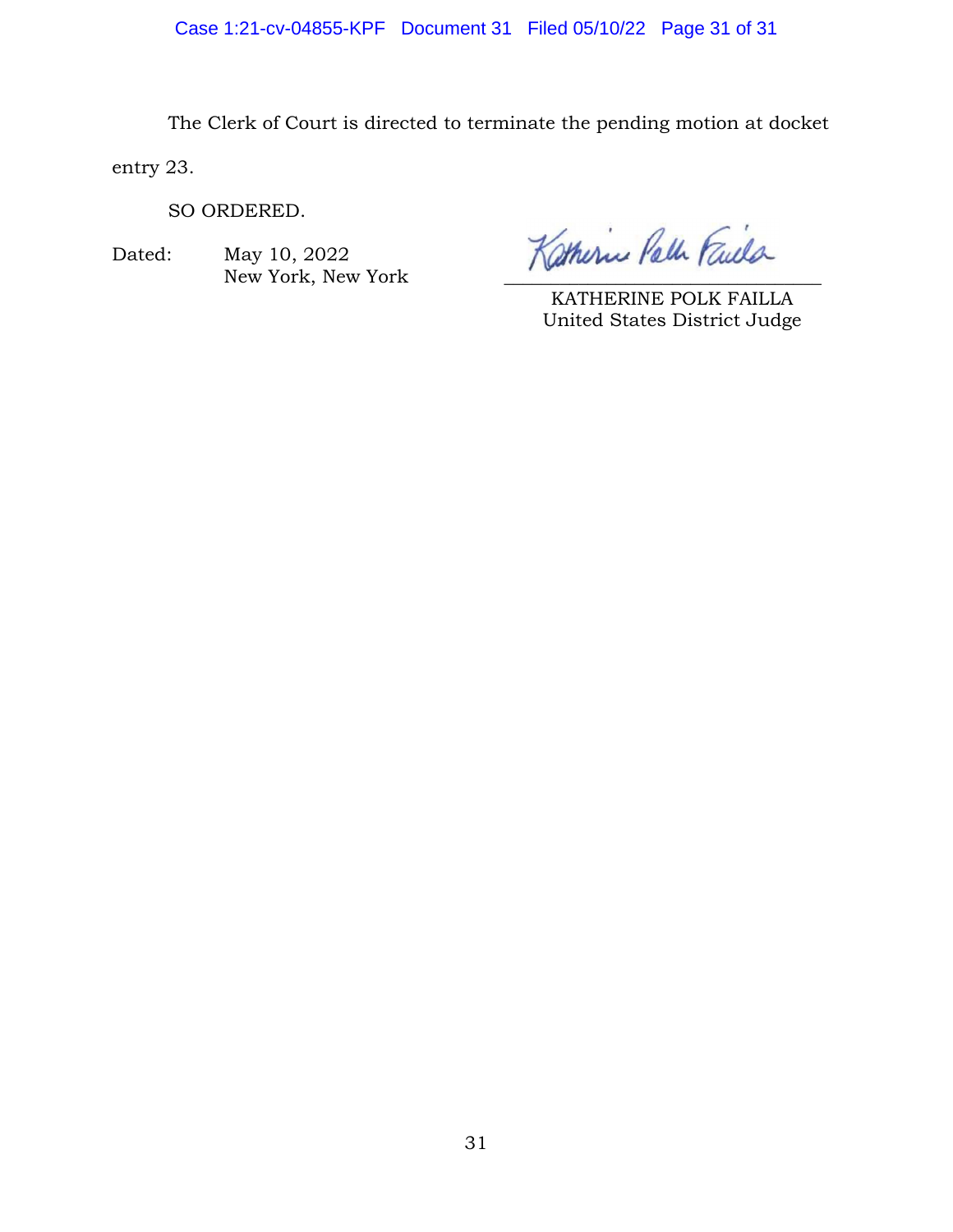The Clerk of Court is directed to terminate the pending motion at docket entry 23.

SO ORDERED.

Dated: May 10, 2022
New York, New York

KATHERINE POLK FAILLA
United States District Judge